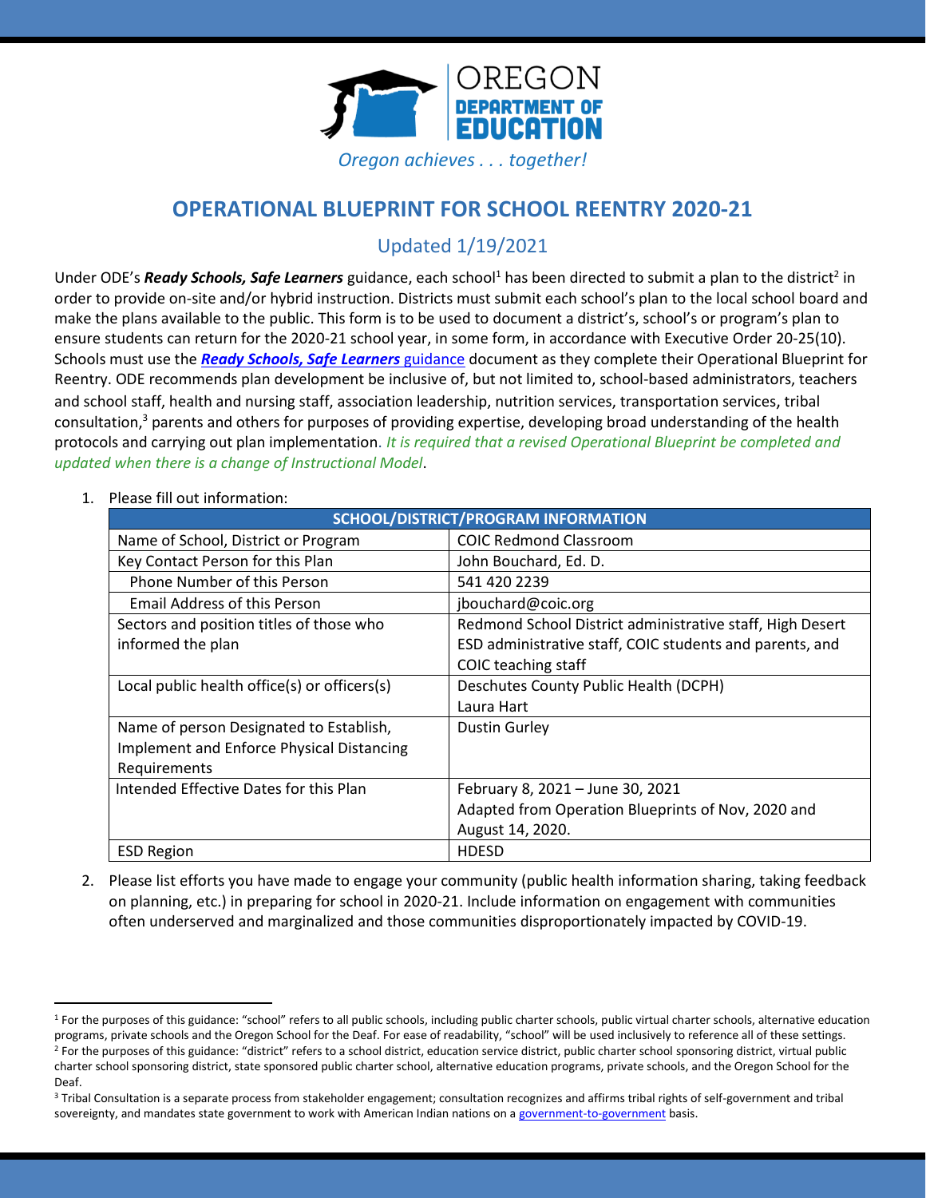OREGON DEPARTMENT OF EDUCATION

*Oregon achieves . . . together!*

# OPERATIONAL BLUEPRINT FOR SCHOOL REENTRY 2020-21

## Updated 1/19/2021

Under ODE's ***Ready Schools, Safe Learners*** guidance, each school[1] has been directed to submit a plan to the district[2] in order to provide on-site and/or hybrid instruction. Districts must submit each school's plan to the local school board and make the plans available to the public. This form is to be used to document a district's, school's or program's plan to ensure students can return for the 2020-21 school year, in some form, in accordance with Executive Order 20-25(10). Schools must use the [***Ready Schools, Safe Learners*** guidance] document as they complete their Operational Blueprint for Reentry. ODE recommends plan development be inclusive of, but not limited to, school-based administrators, teachers and school staff, health and nursing staff, association leadership, nutrition services, transportation services, tribal consultation,[3] parents and others for purposes of providing expertise, developing broad understanding of the health protocols and carrying out plan implementation. *It is required that a revised Operational Blueprint be completed and updated when there is a change of Instructional Model*.

1. Please fill out information:

| SCHOOL/DISTRICT/PROGRAM INFORMATION | |
|---|---|
| Name of School, District or Program | COIC Redmond Classroom |
| Key Contact Person for this Plan | John Bouchard, Ed. D. |
| Phone Number of this Person | 541 420 2239 |
| Email Address of this Person | jbouchard@coic.org |
| Sectors and position titles of those who informed the plan | Redmond School District administrative staff, High Desert ESD administrative staff, COIC students and parents, and COIC teaching staff |
| Local public health office(s) or officers(s) | Deschutes County Public Health (DCPH) Laura Hart |
| Name of person Designated to Establish, Implement and Enforce Physical Distancing Requirements | Dustin Gurley |
| Intended Effective Dates for this Plan | February 8, 2021 – June 30, 2021 Adapted from Operation Blueprints of Nov, 2020 and August 14, 2020. |
| ESD Region | HDESD |

2. Please list efforts you have made to engage your community (public health information sharing, taking feedback on planning, etc.) in preparing for school in 2020-21. Include information on engagement with communities often underserved and marginalized and those communities disproportionately impacted by COVID-19.

[1] For the purposes of this guidance: "school" refers to all public schools, including public charter schools, public virtual charter schools, alternative education programs, private schools and the Oregon School for the Deaf. For ease of readability, "school" will be used inclusively to reference all of these settings.

[2] For the purposes of this guidance: "district" refers to a school district, education service district, public charter school sponsoring district, virtual public charter school sponsoring district, state sponsored public charter school, alternative education programs, private schools, and the Oregon School for the Deaf.

[3] Tribal Consultation is a separate process from stakeholder engagement; consultation recognizes and affirms tribal rights of self-government and tribal sovereignty, and mandates state government to work with American Indian nations on a [government-to-government] basis.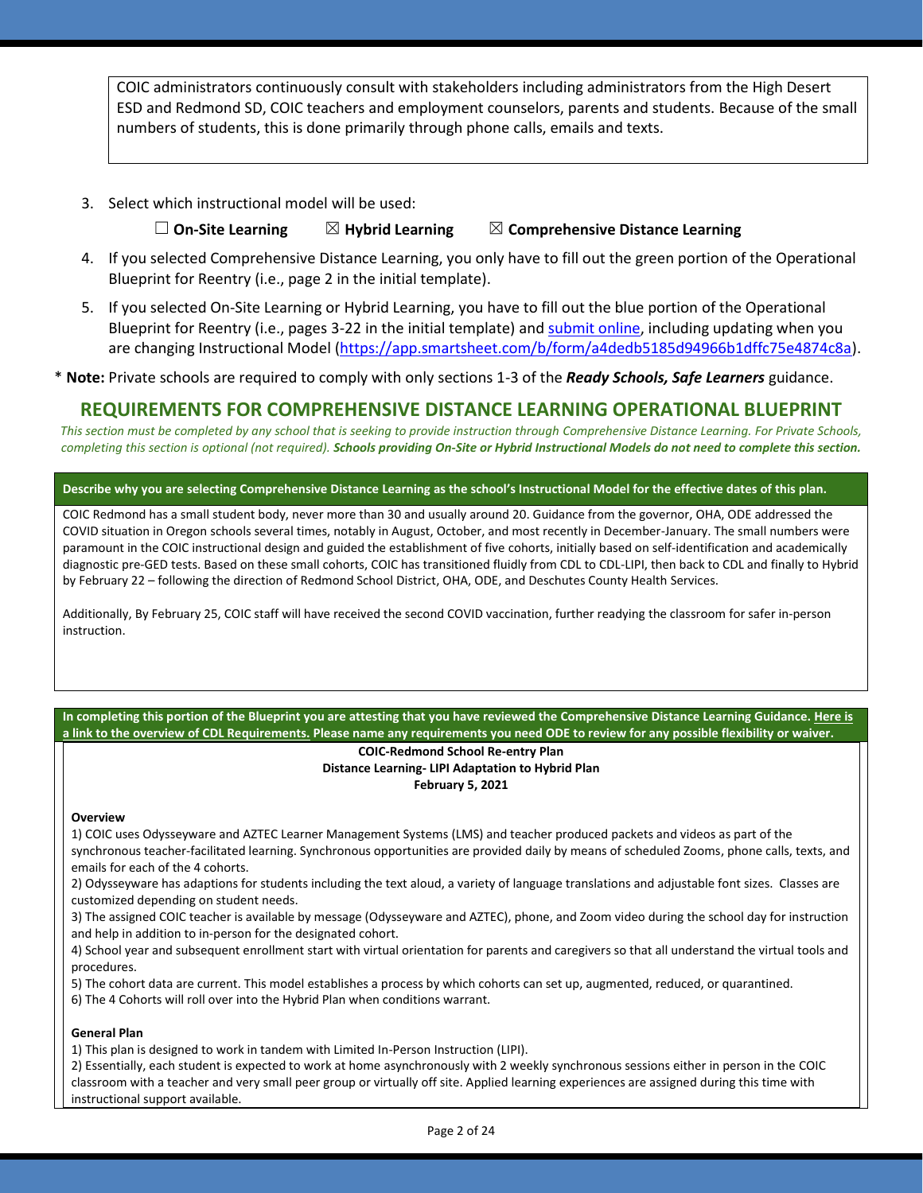COIC administrators continuously consult with stakeholders including administrators from the High Desert ESD and Redmond SD, COIC teachers and employment counselors, parents and students. Because of the small numbers of students, this is done primarily through phone calls, emails and texts.

3. Select which instructional model will be used:

   ☐ **On-Site Learning** ☒ **Hybrid Learning** ☒ **Comprehensive Distance Learning**

4. If you selected Comprehensive Distance Learning, you only have to fill out the green portion of the Operational Blueprint for Reentry (i.e., page 2 in the initial template).
5. If you selected On-Site Learning or Hybrid Learning, you have to fill out the blue portion of the Operational Blueprint for Reentry (i.e., pages 3-22 in the initial template) and [submit online](https://app.smartsheet.com/b/form/a4dedb5185d94966b1dffc75e4874c8a), including updating when you are changing Instructional Model (https://app.smartsheet.com/b/form/a4dedb5185d94966b1dffc75e4874c8a).

\* **Note:** Private schools are required to comply with only sections 1-3 of the ***Ready Schools, Safe Learners*** guidance.

## REQUIREMENTS FOR COMPREHENSIVE DISTANCE LEARNING OPERATIONAL BLUEPRINT

*This section must be completed by any school that is seeking to provide instruction through Comprehensive Distance Learning. For Private Schools, completing this section is optional (not required).* ***Schools providing On-Site or Hybrid Instructional Models do not need to complete this section.***

**Describe why you are selecting Comprehensive Distance Learning as the school's Instructional Model for the effective dates of this plan.**

COIC Redmond has a small student body, never more than 30 and usually around 20. Guidance from the governor, OHA, ODE addressed the COVID situation in Oregon schools several times, notably in August, October, and most recently in December-January. The small numbers were paramount in the COIC instructional design and guided the establishment of five cohorts, initially based on self-identification and academically diagnostic pre-GED tests. Based on these small cohorts, COIC has transitioned fluidly from CDL to CDL-LIPI, then back to CDL and finally to Hybrid by February 22 – following the direction of Redmond School District, OHA, ODE, and Deschutes County Health Services.

Additionally, By February 25, COIC staff will have received the second COVID vaccination, further readying the classroom for safer in-person instruction.

**In completing this portion of the Blueprint you are attesting that you have reviewed the Comprehensive Distance Learning Guidance. Here is a link to the overview of CDL Requirements. Please name any requirements you need ODE to review for any possible flexibility or waiver.**

**COIC-Redmond School Re-entry Plan**
**Distance Learning- LIPI Adaptation to Hybrid Plan**
**February 5, 2021**

**Overview**

1) COIC uses Odysseyware and AZTEC Learner Management Systems (LMS) and teacher produced packets and videos as part of the synchronous teacher-facilitated learning. Synchronous opportunities are provided daily by means of scheduled Zooms, phone calls, texts, and emails for each of the 4 cohorts.
2) Odysseyware has adaptions for students including the text aloud, a variety of language translations and adjustable font sizes. Classes are customized depending on student needs.
3) The assigned COIC teacher is available by message (Odysseyware and AZTEC), phone, and Zoom video during the school day for instruction and help in addition to in-person for the designated cohort.
4) School year and subsequent enrollment start with virtual orientation for parents and caregivers so that all understand the virtual tools and procedures.
5) The cohort data are current. This model establishes a process by which cohorts can set up, augmented, reduced, or quarantined.
6) The 4 Cohorts will roll over into the Hybrid Plan when conditions warrant.

**General Plan**

1) This plan is designed to work in tandem with Limited In-Person Instruction (LIPI).
2) Essentially, each student is expected to work at home asynchronously with 2 weekly synchronous sessions either in person in the COIC classroom with a teacher and very small peer group or virtually off site. Applied learning experiences are assigned during this time with instructional support available.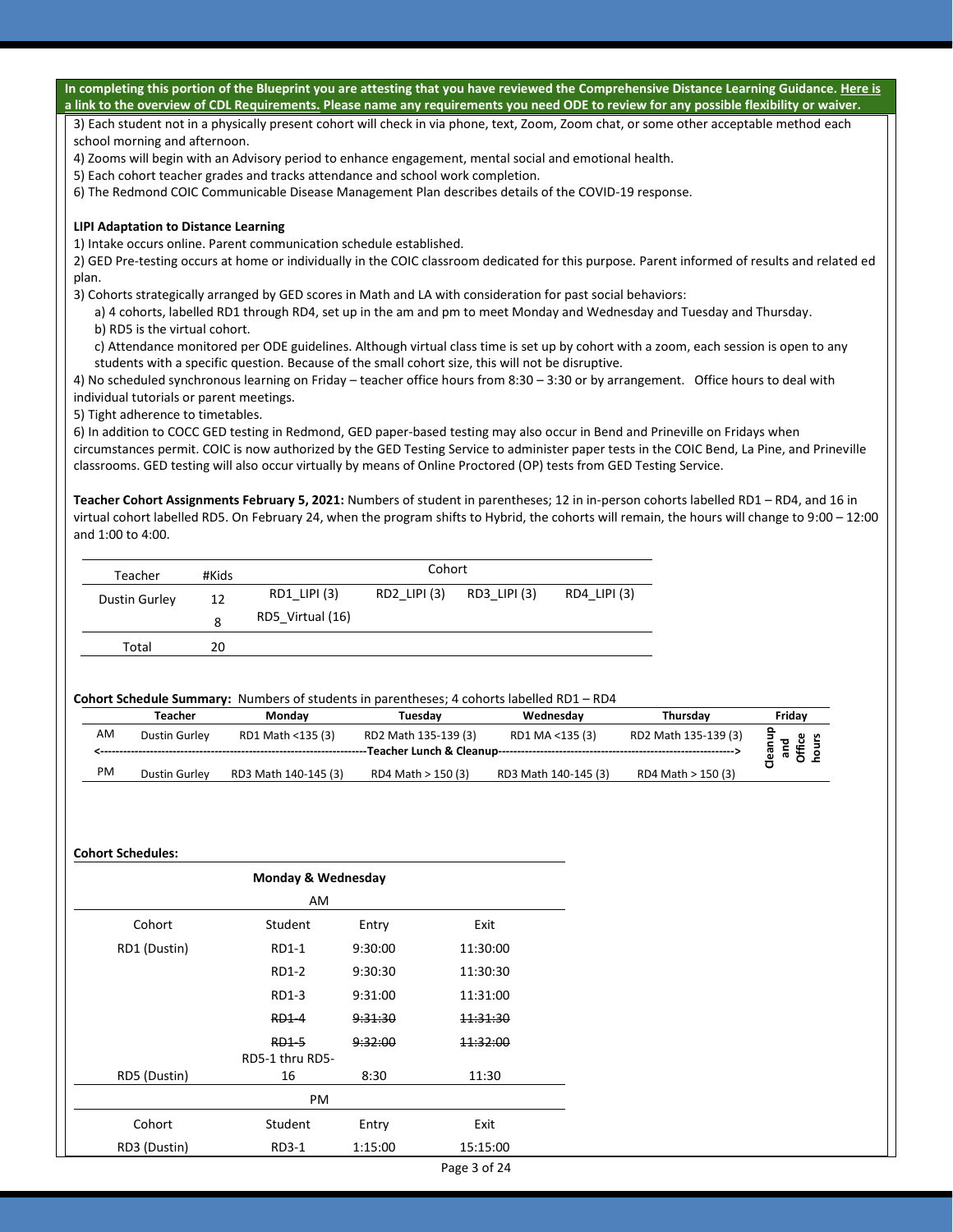**In completing this portion of the Blueprint you are attesting that you have reviewed the Comprehensive Distance Learning Guidance. Here is a link to the overview of CDL Requirements. Please name any requirements you need ODE to review for any possible flexibility or waiver.**

3) Each student not in a physically present cohort will check in via phone, text, Zoom, Zoom chat, or some other acceptable method each school morning and afternoon.
4) Zooms will begin with an Advisory period to enhance engagement, mental social and emotional health.
5) Each cohort teacher grades and tracks attendance and school work completion.
6) The Redmond COIC Communicable Disease Management Plan describes details of the COVID-19 response.

**LIPI Adaptation to Distance Learning**

1) Intake occurs online. Parent communication schedule established.
2) GED Pre-testing occurs at home or individually in the COIC classroom dedicated for this purpose. Parent informed of results and related ed plan.
3) Cohorts strategically arranged by GED scores in Math and LA with consideration for past social behaviors:
   a) 4 cohorts, labelled RD1 through RD4, set up in the am and pm to meet Monday and Wednesday and Tuesday and Thursday.
   b) RD5 is the virtual cohort.
   c) Attendance monitored per ODE guidelines. Although virtual class time is set up by cohort with a zoom, each session is open to any students with a specific question. Because of the small cohort size, this will not be disruptive.
4) No scheduled synchronous learning on Friday – teacher office hours from 8:30 – 3:30 or by arrangement. Office hours to deal with individual tutorials or parent meetings.
5) Tight adherence to timetables.
6) In addition to COCC GED testing in Redmond, GED paper-based testing may also occur in Bend and Prineville on Fridays when circumstances permit. COIC is now authorized by the GED Testing Service to administer paper tests in the COIC Bend, La Pine, and Prineville classrooms. GED testing will also occur virtually by means of Online Proctored (OP) tests from GED Testing Service.

**Teacher Cohort Assignments February 5, 2021:** Numbers of student in parentheses; 12 in in-person cohorts labelled RD1 – RD4, and 16 in virtual cohort labelled RD5. On February 24, when the program shifts to Hybrid, the cohorts will remain, the hours will change to 9:00 – 12:00 and 1:00 to 4:00.

| Teacher | #Kids | Cohort | | | |
|---|---|---|---|---|---|
| Dustin Gurley | 12 | RD1_LIPI (3) | RD2_LIPI (3) | RD3_LIPI (3) | RD4_LIPI (3) |
| | 8 | RD5_Virtual (16) | | | |
| Total | 20 | | | | |

**Cohort Schedule Summary:** Numbers of students in parentheses; 4 cohorts labelled RD1 – RD4

| | Teacher | Monday | Tuesday | Wednesday | Thursday | Friday |
|---|---|---|---|---|---|---|
| AM | Dustin Gurley | RD1 Math <135 (3) | RD2 Math 135-139 (3) | RD1 MA <135 (3) | RD2 Math 135-139 (3) | Cleanup and Office hours |
| <------ | | | Teacher Lunch & Cleanup | | ------> | |
| PM | Dustin Gurley | RD3 Math 140-145 (3) | RD4 Math > 150 (3) | RD3 Math 140-145 (3) | RD4 Math > 150 (3) | |

**Cohort Schedules:**

| Monday & Wednesday | | | |
|---|---|---|---|
| AM | | | |
| Cohort | Student | Entry | Exit |
| RD1 (Dustin) | RD1-1 | 9:30:00 | 11:30:00 |
| | RD1-2 | 9:30:30 | 11:30:30 |
| | RD1-3 | 9:31:00 | 11:31:00 |
| | ~~RD1-4~~ | ~~9:31:30~~ | ~~11:31:30~~ |
| | ~~RD1-5~~ | ~~9:32:00~~ | ~~11:32:00~~ |
| RD5 (Dustin) | RD5-1 thru RD5-16 | 8:30 | 11:30 |
| PM | | | |
| Cohort | Student | Entry | Exit |
| RD3 (Dustin) | RD3-1 | 1:15:00 | 15:15:00 |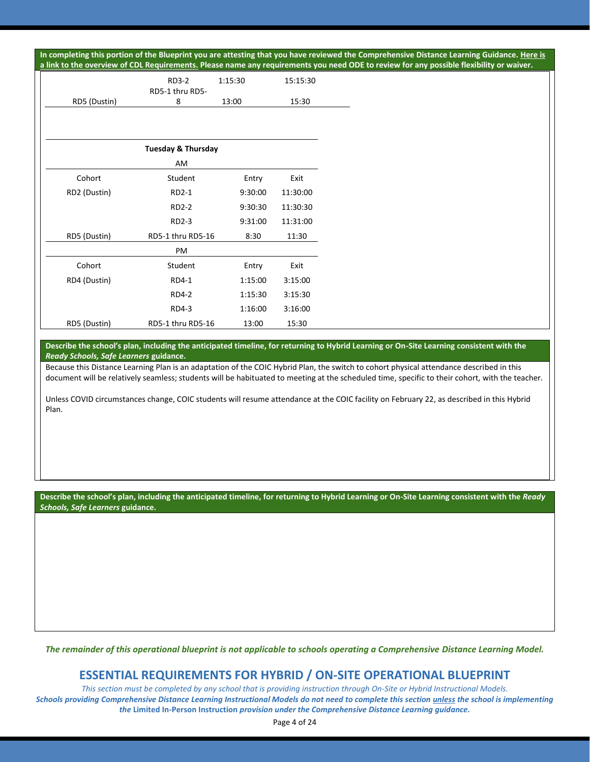**In completing this portion of the Blueprint you are attesting that you have reviewed the Comprehensive Distance Learning Guidance. Here is a link to the overview of CDL Requirements. Please name any requirements you need ODE to review for any possible flexibility or waiver.**

| | | | |
|---|---|---|---|
| | RD3-2 | 1:15:30 | 15:15:30 |
| RD5 (Dustin) | RD5-1 thru RD5-8 | 13:00 | 15:30 |

| | Tuesday & Thursday | | |
|---|---|---|---|
| | AM | | |
| Cohort | Student | Entry | Exit |
| RD2 (Dustin) | RD2-1 | 9:30:00 | 11:30:00 |
| | RD2-2 | 9:30:30 | 11:30:30 |
| | RD2-3 | 9:31:00 | 11:31:00 |
| RD5 (Dustin) | RD5-1 thru RD5-16 | 8:30 | 11:30 |
| | PM | | |
| Cohort | Student | Entry | Exit |
| RD4 (Dustin) | RD4-1 | 1:15:00 | 3:15:00 |
| | RD4-2 | 1:15:30 | 3:15:30 |
| | RD4-3 | 1:16:00 | 3:16:00 |
| RD5 (Dustin) | RD5-1 thru RD5-16 | 13:00 | 15:30 |

**Describe the school's plan, including the anticipated timeline, for returning to Hybrid Learning or On-Site Learning consistent with the *Ready Schools, Safe Learners* guidance.**

Because this Distance Learning Plan is an adaptation of the COIC Hybrid Plan, the switch to cohort physical attendance described in this document will be relatively seamless; students will be habituated to meeting at the scheduled time, specific to their cohort, with the teacher.

Unless COVID circumstances change, COIC students will resume attendance at the COIC facility on February 22, as described in this Hybrid Plan.

**Describe the school's plan, including the anticipated timeline, for returning to Hybrid Learning or On-Site Learning consistent with the *Ready Schools, Safe Learners* guidance.**

*The remainder of this operational blueprint is not applicable to schools operating a Comprehensive Distance Learning Model.*

## ESSENTIAL REQUIREMENTS FOR HYBRID / ON-SITE OPERATIONAL BLUEPRINT

*This section must be completed by any school that is providing instruction through On-Site or Hybrid Instructional Models.*

***Schools providing Comprehensive Distance Learning Instructional Models do not need to complete this section unless the school is implementing the* Limited In-Person Instruction *provision under the Comprehensive Distance Learning guidance.***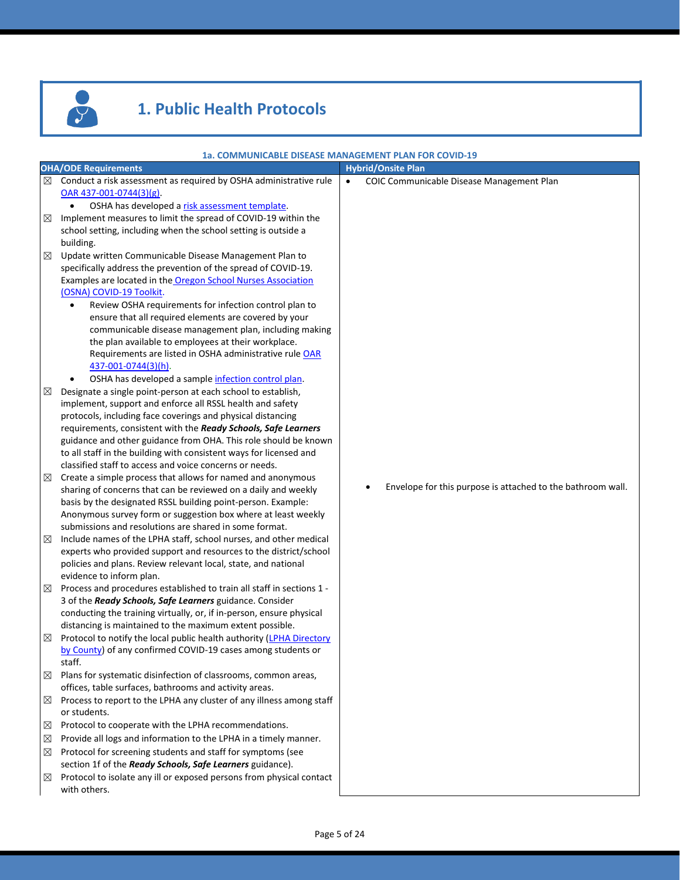# 1. Public Health Protocols

### 1a. COMMUNICABLE DISEASE MANAGEMENT PLAN FOR COVID-19

| OHA/ODE Requirements | Hybrid/Onsite Plan |
|---|---|
| ☒ Conduct a risk assessment as required by OSHA administrative rule OAR 437-001-0744(3)(g).<br>• OSHA has developed a risk assessment template.<br>☒ Implement measures to limit the spread of COVID-19 within the school setting, including when the school setting is outside a building.<br>☒ Update written Communicable Disease Management Plan to specifically address the prevention of the spread of COVID-19. Examples are located in the Oregon School Nurses Association (OSNA) COVID-19 Toolkit.<br>• Review OSHA requirements for infection control plan to ensure that all required elements are covered by your communicable disease management plan, including making the plan available to employees at their workplace. Requirements are listed in OSHA administrative rule OAR 437-001-0744(3)(h).<br>• OSHA has developed a sample infection control plan.<br>☒ Designate a single point-person at each school to establish, implement, support and enforce all RSSL health and safety protocols, including face coverings and physical distancing requirements, consistent with the ***Ready Schools, Safe Learners*** guidance and other guidance from OHA. This role should be known to all staff in the building with consistent ways for licensed and classified staff to access and voice concerns or needs.<br>☒ Create a simple process that allows for named and anonymous sharing of concerns that can be reviewed on a daily and weekly basis by the designated RSSL building point-person. Example: Anonymous survey form or suggestion box where at least weekly submissions and resolutions are shared in some format.<br>☒ Include names of the LPHA staff, school nurses, and other medical experts who provided support and resources to the district/school policies and plans. Review relevant local, state, and national evidence to inform plan.<br>☒ Process and procedures established to train all staff in sections 1 - 3 of the ***Ready Schools, Safe Learners*** guidance. Consider conducting the training virtually, or, if in-person, ensure physical distancing is maintained to the maximum extent possible.<br>☒ Protocol to notify the local public health authority (LPHA Directory by County) of any confirmed COVID-19 cases among students or staff.<br>☒ Plans for systematic disinfection of classrooms, common areas, offices, table surfaces, bathrooms and activity areas.<br>☒ Process to report to the LPHA any cluster of any illness among staff or students.<br>☒ Protocol to cooperate with the LPHA recommendations.<br>☒ Provide all logs and information to the LPHA in a timely manner.<br>☒ Protocol for screening students and staff for symptoms (see section 1f of the ***Ready Schools, Safe Learners*** guidance).<br>☒ Protocol to isolate any ill or exposed persons from physical contact with others. | • COIC Communicable Disease Management Plan<br><br>• Envelope for this purpose is attached to the bathroom wall. |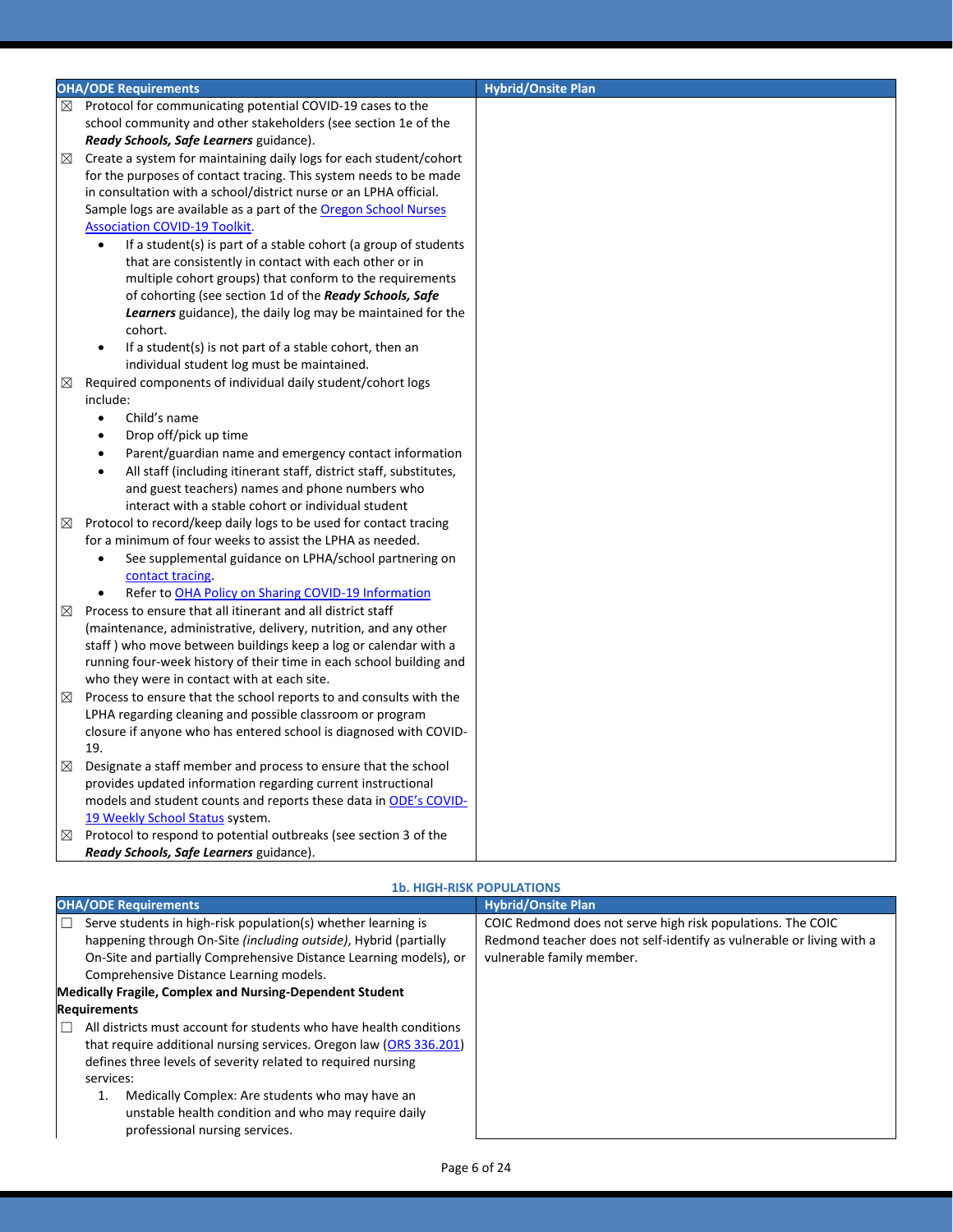| OHA/ODE Requirements | Hybrid/Onsite Plan |
|---|---|
| ☒ Protocol for communicating potential COVID-19 cases to the school community and other stakeholders (see section 1e of the ***Ready Schools, Safe Learners*** guidance).<br>☒ Create a system for maintaining daily logs for each student/cohort for the purposes of contact tracing. This system needs to be made in consultation with a school/district nurse or an LPHA official. Sample logs are available as a part of the [Oregon School Nurses Association COVID-19 Toolkit](). <ul><li>If a student(s) is part of a stable cohort (a group of students that are consistently in contact with each other or in multiple cohort groups) that conform to the requirements of cohorting (see section 1d of the ***Ready Schools, Safe Learners*** guidance), the daily log may be maintained for the cohort.</li><li>If a student(s) is not part of a stable cohort, then an individual student log must be maintained.</li></ul>☒ Required components of individual daily student/cohort logs include: <ul><li>Child's name</li><li>Drop off/pick up time</li><li>Parent/guardian name and emergency contact information</li><li>All staff (including itinerant staff, district staff, substitutes, and guest teachers) names and phone numbers who interact with a stable cohort or individual student</li></ul>☒ Protocol to record/keep daily logs to be used for contact tracing for a minimum of four weeks to assist the LPHA as needed. <ul><li>See supplemental guidance on LPHA/school partnering on [contact tracing]().</li><li>Refer to [OHA Policy on Sharing COVID-19 Information]()</li></ul>☒ Process to ensure that all itinerant and all district staff (maintenance, administrative, delivery, nutrition, and any other staff ) who move between buildings keep a log or calendar with a running four-week history of their time in each school building and who they were in contact with at each site.<br>☒ Process to ensure that the school reports to and consults with the LPHA regarding cleaning and possible classroom or program closure if anyone who has entered school is diagnosed with COVID-19.<br>☒ Designate a staff member and process to ensure that the school provides updated information regarding current instructional models and student counts and reports these data in [ODE's COVID-19 Weekly School Status]() system.<br>☒ Protocol to respond to potential outbreaks (see section 3 of the ***Ready Schools, Safe Learners*** guidance). | |

### 1b. HIGH-RISK POPULATIONS

| OHA/ODE Requirements | Hybrid/Onsite Plan |
|---|---|
| ☐ Serve students in high-risk population(s) whether learning is happening through On-Site *(including outside)*, Hybrid (partially On-Site and partially Comprehensive Distance Learning models), or Comprehensive Distance Learning models.<br>**Medically Fragile, Complex and Nursing-Dependent Student Requirements**<br>☐ All districts must account for students who have health conditions that require additional nursing services. Oregon law ([ORS 336.201]()) defines three levels of severity related to required nursing services:<br>1. Medically Complex: Are students who may have an unstable health condition and who may require daily professional nursing services. | COIC Redmond does not serve high risk populations. The COIC Redmond teacher does not self-identify as vulnerable or living with a vulnerable family member. |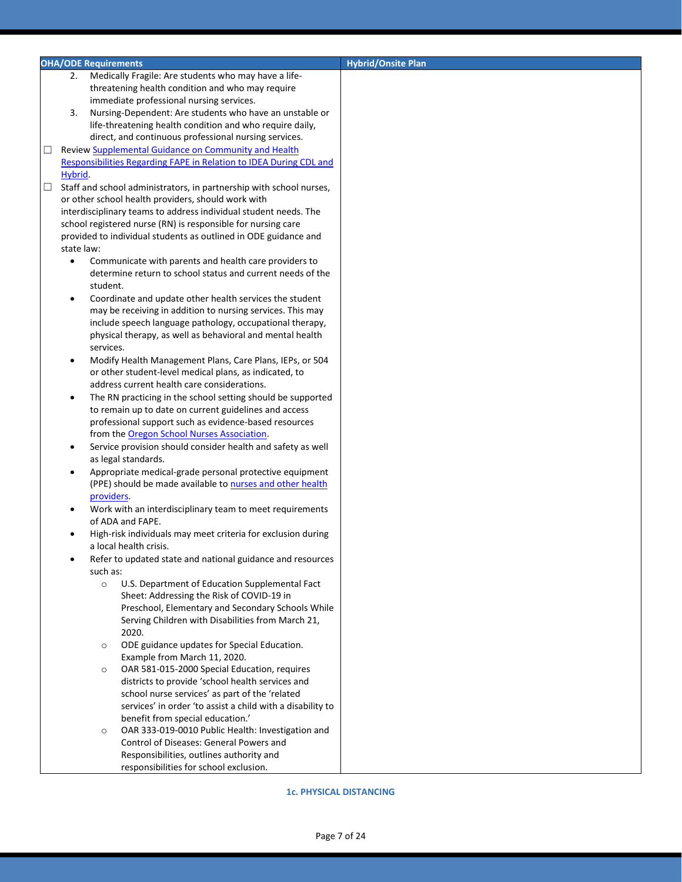| OHA/ODE Requirements | Hybrid/Onsite Plan |
|---|---|
| 2. Medically Fragile: Are students who may have a life-threatening health condition and who may require immediate professional nursing services.<br>3. Nursing-Dependent: Are students who have an unstable or life-threatening health condition and who require daily, direct, and continuous professional nursing services.<br>☐ Review Supplemental Guidance on Community and Health Responsibilities Regarding FAPE in Relation to IDEA During CDL and Hybrid.<br>☐ Staff and school administrators, in partnership with school nurses, or other school health providers, should work with interdisciplinary teams to address individual student needs. The school registered nurse (RN) is responsible for nursing care provided to individual students as outlined in ODE guidance and state law:<br>• Communicate with parents and health care providers to determine return to school status and current needs of the student.<br>• Coordinate and update other health services the student may be receiving in addition to nursing services. This may include speech language pathology, occupational therapy, physical therapy, as well as behavioral and mental health services.<br>• Modify Health Management Plans, Care Plans, IEPs, or 504 or other student-level medical plans, as indicated, to address current health care considerations.<br>• The RN practicing in the school setting should be supported to remain up to date on current guidelines and access professional support such as evidence-based resources from the Oregon School Nurses Association.<br>• Service provision should consider health and safety as well as legal standards.<br>• Appropriate medical-grade personal protective equipment (PPE) should be made available to nurses and other health providers.<br>• Work with an interdisciplinary team to meet requirements of ADA and FAPE.<br>• High-risk individuals may meet criteria for exclusion during a local health crisis.<br>• Refer to updated state and national guidance and resources such as:<br>&nbsp;&nbsp;○ U.S. Department of Education Supplemental Fact Sheet: Addressing the Risk of COVID-19 in Preschool, Elementary and Secondary Schools While Serving Children with Disabilities from March 21, 2020.<br>&nbsp;&nbsp;○ ODE guidance updates for Special Education. Example from March 11, 2020.<br>&nbsp;&nbsp;○ OAR 581-015-2000 Special Education, requires districts to provide 'school health services and school nurse services' as part of the 'related services' in order 'to assist a child with a disability to benefit from special education.'<br>&nbsp;&nbsp;○ OAR 333-019-0010 Public Health: Investigation and Control of Diseases: General Powers and Responsibilities, outlines authority and responsibilities for school exclusion. | |

### 1c. PHYSICAL DISTANCING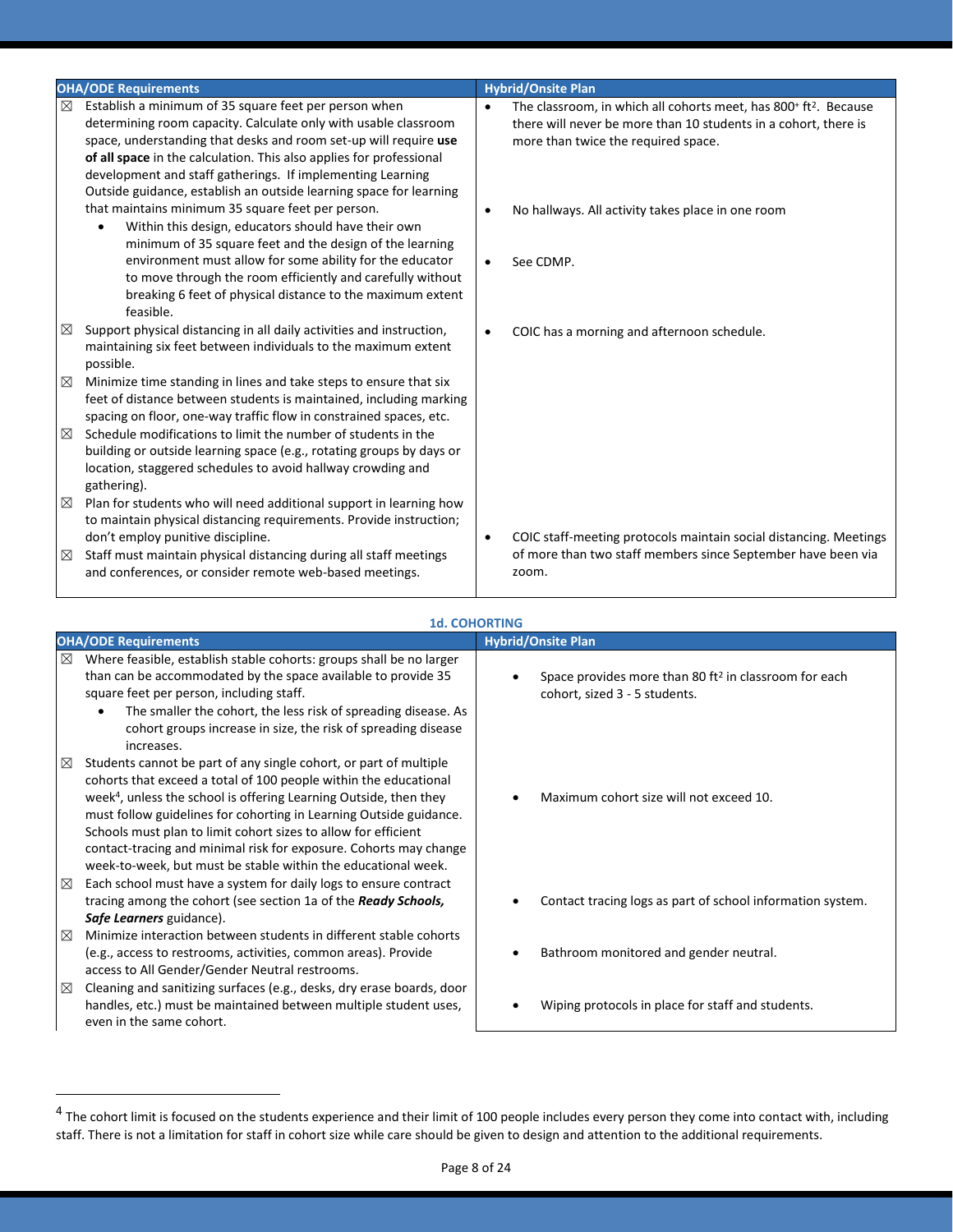| OHA/ODE Requirements | Hybrid/Onsite Plan |
|---|---|
| ☒ Establish a minimum of 35 square feet per person when determining room capacity. Calculate only with usable classroom space, understanding that desks and room set-up will require **use of all space** in the calculation. This also applies for professional development and staff gatherings. If implementing Learning Outside guidance, establish an outside learning space for learning that maintains minimum 35 square feet per person.<br>• Within this design, educators should have their own minimum of 35 square feet and the design of the learning environment must allow for some ability for the educator to move through the room efficiently and carefully without breaking 6 feet of physical distance to the maximum extent feasible. | • The classroom, in which all cohorts meet, has 800+ $ft^2$. Because there will never be more than 10 students in a cohort, there is more than twice the required space.<br>• No hallways. All activity takes place in one room<br>• See CDMP. |
| ☒ Support physical distancing in all daily activities and instruction, maintaining six feet between individuals to the maximum extent possible. | • COIC has a morning and afternoon schedule. |
| ☒ Minimize time standing in lines and take steps to ensure that six feet of distance between students is maintained, including marking spacing on floor, one-way traffic flow in constrained spaces, etc. | |
| ☒ Schedule modifications to limit the number of students in the building or outside learning space (e.g., rotating groups by days or location, staggered schedules to avoid hallway crowding and gathering). | |
| ☒ Plan for students who will need additional support in learning how to maintain physical distancing requirements. Provide instruction; don't employ punitive discipline. | |
| ☒ Staff must maintain physical distancing during all staff meetings and conferences, or consider remote web-based meetings. | • COIC staff-meeting protocols maintain social distancing. Meetings of more than two staff members since September have been via zoom. |

## 1d. COHORTING

| OHA/ODE Requirements | Hybrid/Onsite Plan |
|---|---|
| ☒ Where feasible, establish stable cohorts: groups shall be no larger than can be accommodated by the space available to provide 35 square feet per person, including staff.<br>• The smaller the cohort, the less risk of spreading disease. As cohort groups increase in size, the risk of spreading disease increases. | • Space provides more than 80 $ft^2$ in classroom for each cohort, sized 3 - 5 students. |
| ☒ Students cannot be part of any single cohort, or part of multiple cohorts that exceed a total of 100 people within the educational week[4], unless the school is offering Learning Outside, then they must follow guidelines for cohorting in Learning Outside guidance. Schools must plan to limit cohort sizes to allow for efficient contact-tracing and minimal risk for exposure. Cohorts may change week-to-week, but must be stable within the educational week. | • Maximum cohort size will not exceed 10. |
| ☒ Each school must have a system for daily logs to ensure contract tracing among the cohort (see section 1a of the ***Ready Schools, Safe Learners*** guidance). | • Contact tracing logs as part of school information system. |
| ☒ Minimize interaction between students in different stable cohorts (e.g., access to restrooms, activities, common areas). Provide access to All Gender/Gender Neutral restrooms. | • Bathroom monitored and gender neutral. |
| ☒ Cleaning and sanitizing surfaces (e.g., desks, dry erase boards, door handles, etc.) must be maintained between multiple student uses, even in the same cohort. | • Wiping protocols in place for staff and students. |

[4] The cohort limit is focused on the students experience and their limit of 100 people includes every person they come into contact with, including staff. There is not a limitation for staff in cohort size while care should be given to design and attention to the additional requirements.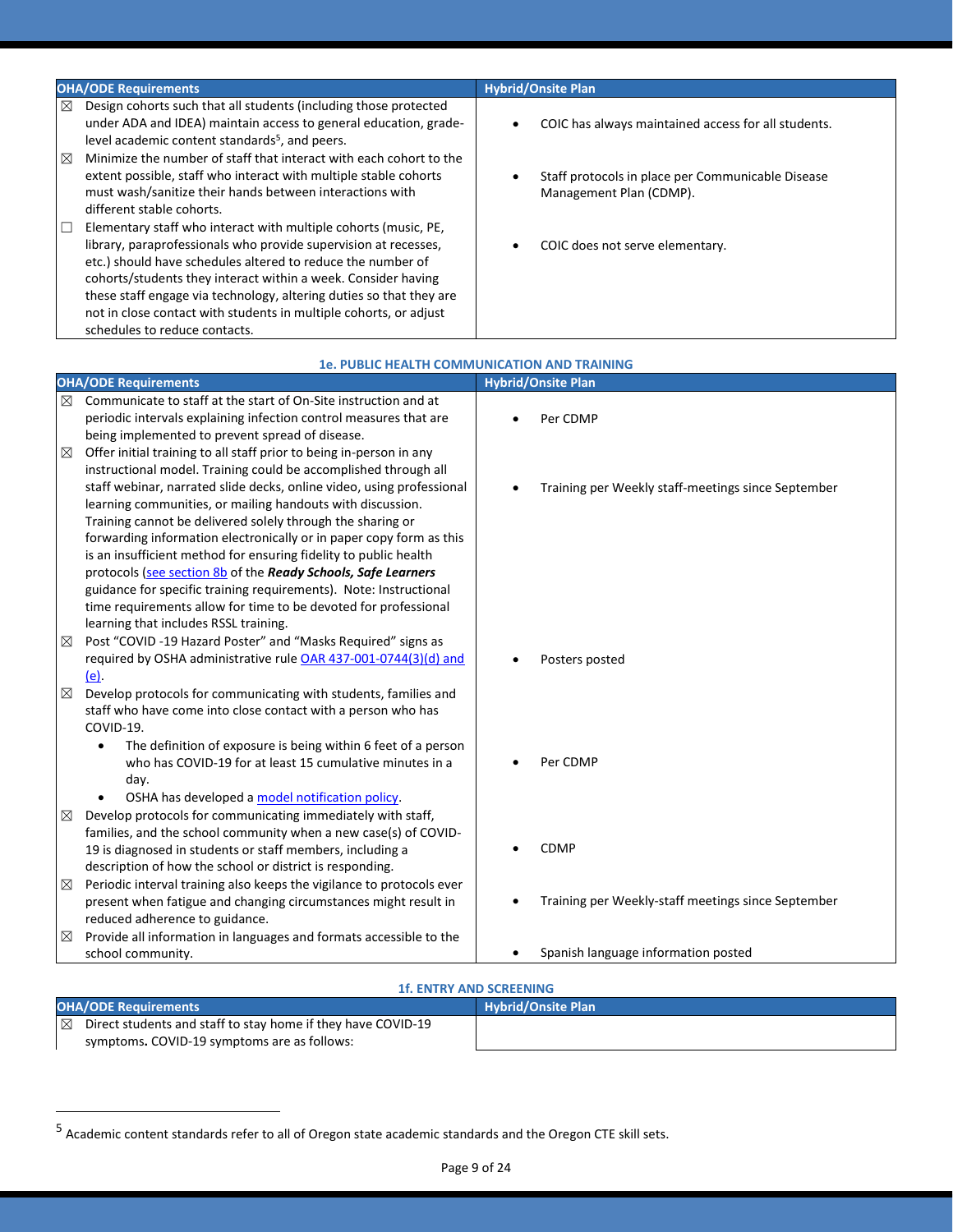| OHA/ODE Requirements | Hybrid/Onsite Plan |
| --- | --- |
| ☒ Design cohorts such that all students (including those protected under ADA and IDEA) maintain access to general education, grade-level academic content standards[5], and peers. | • COIC has always maintained access for all students. |
| ☒ Minimize the number of staff that interact with each cohort to the extent possible, staff who interact with multiple stable cohorts must wash/sanitize their hands between interactions with different stable cohorts. | • Staff protocols in place per Communicable Disease Management Plan (CDMP). |
| ☐ Elementary staff who interact with multiple cohorts (music, PE, library, paraprofessionals who provide supervision at recesses, etc.) should have schedules altered to reduce the number of cohorts/students they interact within a week. Consider having these staff engage via technology, altering duties so that they are not in close contact with students in multiple cohorts, or adjust schedules to reduce contacts. | • COIC does not serve elementary. |

### 1e. PUBLIC HEALTH COMMUNICATION AND TRAINING

| OHA/ODE Requirements | Hybrid/Onsite Plan |
| --- | --- |
| ☒ Communicate to staff at the start of On-Site instruction and at periodic intervals explaining infection control measures that are being implemented to prevent spread of disease. | • Per CDMP |
| ☒ Offer initial training to all staff prior to being in-person in any instructional model. Training could be accomplished through all staff webinar, narrated slide decks, online video, using professional learning communities, or mailing handouts with discussion. Training cannot be delivered solely through the sharing or forwarding information electronically or in paper copy form as this is an insufficient method for ensuring fidelity to public health protocols (see section 8b of the ***Ready Schools, Safe Learners*** guidance for specific training requirements). Note: Instructional time requirements allow for time to be devoted for professional learning that includes RSSL training. | • Training per Weekly staff-meetings since September |
| ☒ Post "COVID -19 Hazard Poster" and "Masks Required" signs as required by OSHA administrative rule OAR 437-001-0744(3)(d) and (e). | • Posters posted |
| ☒ Develop protocols for communicating with students, families and staff who have come into close contact with a person who has COVID-19.<br>• The definition of exposure is being within 6 feet of a person who has COVID-19 for at least 15 cumulative minutes in a day.<br>• OSHA has developed a model notification policy. | • Per CDMP |
| ☒ Develop protocols for communicating immediately with staff, families, and the school community when a new case(s) of COVID-19 is diagnosed in students or staff members, including a description of how the school or district is responding. | • CDMP |
| ☒ Periodic interval training also keeps the vigilance to protocols ever present when fatigue and changing circumstances might result in reduced adherence to guidance. | • Training per Weekly-staff meetings since September |
| ☒ Provide all information in languages and formats accessible to the school community. | • Spanish language information posted |

### 1f. ENTRY AND SCREENING

| OHA/ODE Requirements | Hybrid/Onsite Plan |
| --- | --- |
| ☒ Direct students and staff to stay home if they have COVID-19 symptoms. COVID-19 symptoms are as follows: | |

[5] Academic content standards refer to all of Oregon state academic standards and the Oregon CTE skill sets.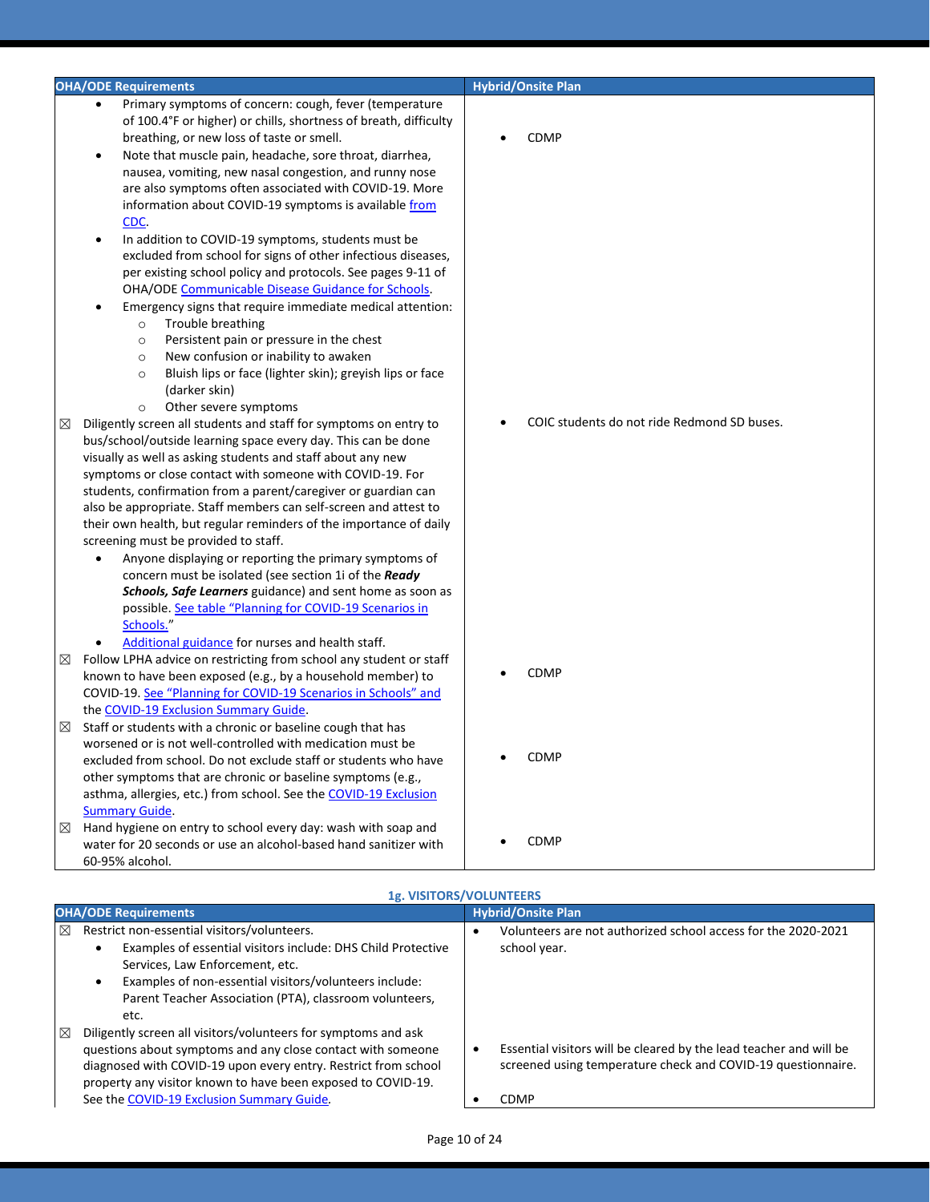| OHA/ODE Requirements | Hybrid/Onsite Plan |
|---|---|
| • Primary symptoms of concern: cough, fever (temperature of 100.4°F or higher) or chills, shortness of breath, difficulty breathing, or new loss of taste or smell.<br>• Note that muscle pain, headache, sore throat, diarrhea, nausea, vomiting, new nasal congestion, and runny nose are also symptoms often associated with COVID-19. More information about COVID-19 symptoms is available [from CDC](#).<br>• In addition to COVID-19 symptoms, students must be excluded from school for signs of other infectious diseases, per existing school policy and protocols. See pages 9-11 of OHA/ODE [Communicable Disease Guidance for Schools](#).<br>• Emergency signs that require immediate medical attention:<br>&nbsp;&nbsp;&nbsp;&nbsp;○ Trouble breathing<br>&nbsp;&nbsp;&nbsp;&nbsp;○ Persistent pain or pressure in the chest<br>&nbsp;&nbsp;&nbsp;&nbsp;○ New confusion or inability to awaken<br>&nbsp;&nbsp;&nbsp;&nbsp;○ Bluish lips or face (lighter skin); greyish lips or face (darker skin)<br>&nbsp;&nbsp;&nbsp;&nbsp;○ Other severe symptoms | • CDMP |
| ☒ Diligently screen all students and staff for symptoms on entry to bus/school/outside learning space every day. This can be done visually as well as asking students and staff about any new symptoms or close contact with someone with COVID-19. For students, confirmation from a parent/caregiver or guardian can also be appropriate. Staff members can self-screen and attest to their own health, but regular reminders of the importance of daily screening must be provided to staff.<br>• Anyone displaying or reporting the primary symptoms of concern must be isolated (see section 1i of the ***Ready Schools, Safe Learners*** guidance) and sent home as soon as possible. [See table "Planning for COVID-19 Scenarios in Schools."](#)"<br>• [Additional guidance](#) for nurses and health staff. | • COIC students do not ride Redmond SD buses. |
| ☒ Follow LPHA advice on restricting from school any student or staff known to have been exposed (e.g., by a household member) to COVID-19. [See "Planning for COVID-19 Scenarios in Schools" and](#) the [COVID-19 Exclusion Summary Guide](#). | • CDMP |
| ☒ Staff or students with a chronic or baseline cough that has worsened or is not well-controlled with medication must be excluded from school. Do not exclude staff or students who have other symptoms that are chronic or baseline symptoms (e.g., asthma, allergies, etc.) from school. See the [COVID-19 Exclusion Summary Guide](#). | • CDMP |
| ☒ Hand hygiene on entry to school every day: wash with soap and water for 20 seconds or use an alcohol-based hand sanitizer with 60-95% alcohol. | • CDMP |

### 1g. VISITORS/VOLUNTEERS

| OHA/ODE Requirements | Hybrid/Onsite Plan |
|---|---|
| ☒ Restrict non-essential visitors/volunteers.<br>• Examples of essential visitors include: DHS Child Protective Services, Law Enforcement, etc.<br>• Examples of non-essential visitors/volunteers include: Parent Teacher Association (PTA), classroom volunteers, etc. | • Volunteers are not authorized school access for the 2020-2021 school year. |
| ☒ Diligently screen all visitors/volunteers for symptoms and ask questions about symptoms and any close contact with someone diagnosed with COVID-19 upon every entry. Restrict from school property any visitor known to have been exposed to COVID-19. See the [COVID-19 Exclusion Summary Guide](#). | • Essential visitors will be cleared by the lead teacher and will be screened using temperature check and COVID-19 questionnaire.<br>• CDMP |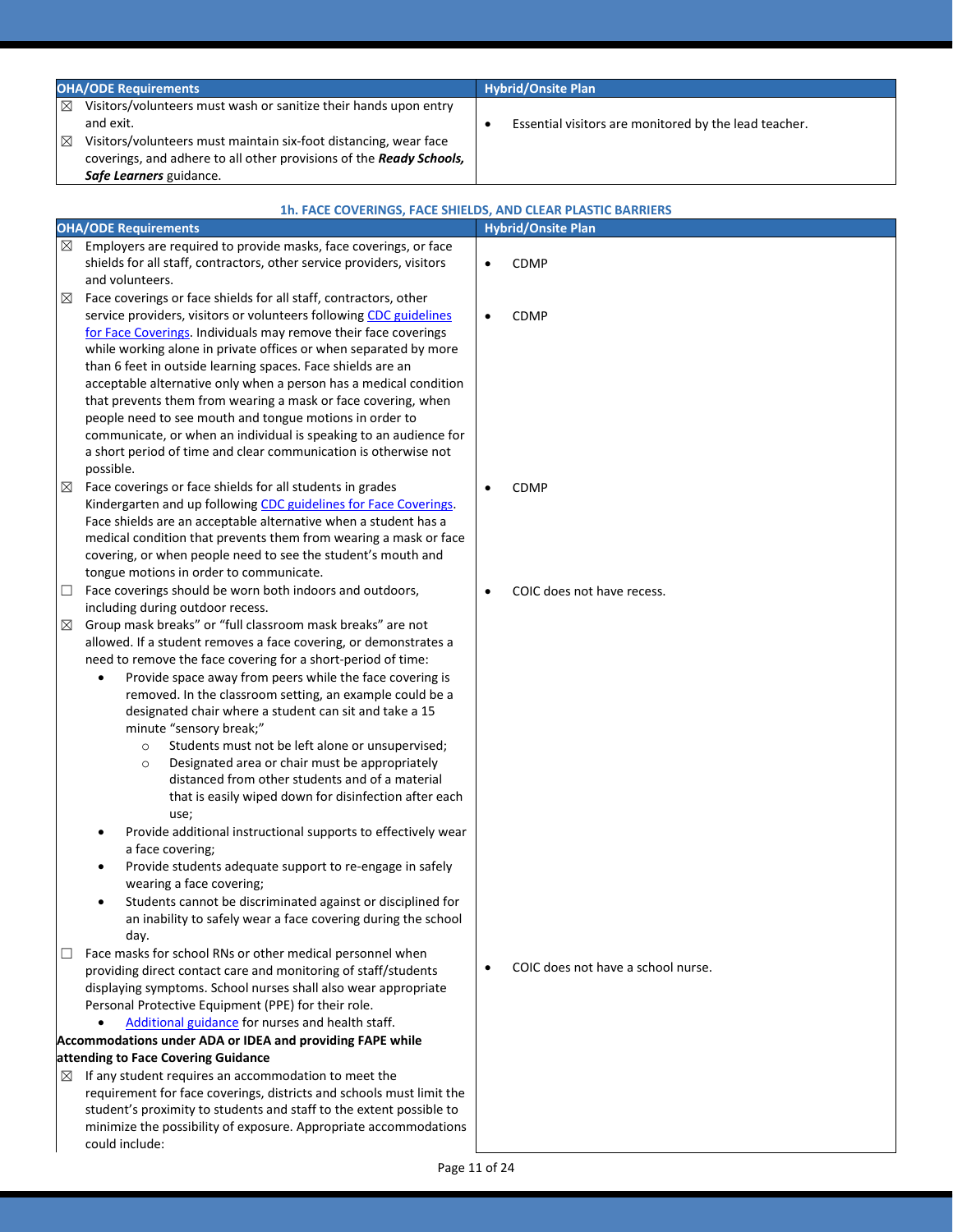| OHA/ODE Requirements | Hybrid/Onsite Plan |
|---|---|
| ☒ Visitors/volunteers must wash or sanitize their hands upon entry and exit.<br>☒ Visitors/volunteers must maintain six-foot distancing, wear face coverings, and adhere to all other provisions of the ***Ready Schools, Safe Learners*** guidance. | • Essential visitors are monitored by the lead teacher. |

### 1h. FACE COVERINGS, FACE SHIELDS, AND CLEAR PLASTIC BARRIERS

| OHA/ODE Requirements | Hybrid/Onsite Plan |
|---|---|
| ☒ Employers are required to provide masks, face coverings, or face shields for all staff, contractors, other service providers, visitors and volunteers. | • CDMP |
| ☒ Face coverings or face shields for all staff, contractors, other service providers, visitors or volunteers following [CDC guidelines for Face Coverings](). Individuals may remove their face coverings while working alone in private offices or when separated by more than 6 feet in outside learning spaces. Face shields are an acceptable alternative only when a person has a medical condition that prevents them from wearing a mask or face covering, when people need to see mouth and tongue motions in order to communicate, or when an individual is speaking to an audience for a short period of time and clear communication is otherwise not possible. | • CDMP |
| ☒ Face coverings or face shields for all students in grades Kindergarten and up following [CDC guidelines for Face Coverings](). Face shields are an acceptable alternative when a student has a medical condition that prevents them from wearing a mask or face covering, or when people need to see the student's mouth and tongue motions in order to communicate. | • CDMP |
| ☐ Face coverings should be worn both indoors and outdoors, including during outdoor recess. | • COIC does not have recess. |
| ☒ Group mask breaks" or "full classroom mask breaks" are not allowed. If a student removes a face covering, or demonstrates a need to remove the face covering for a short-period of time:<br>• Provide space away from peers while the face covering is removed. In the classroom setting, an example could be a designated chair where a student can sit and take a 15 minute "sensory break;"<br>　○ Students must not be left alone or unsupervised;<br>　○ Designated area or chair must be appropriately distanced from other students and of a material that is easily wiped down for disinfection after each use;<br>• Provide additional instructional supports to effectively wear a face covering;<br>• Provide students adequate support to re-engage in safely wearing a face covering;<br>• Students cannot be discriminated against or disciplined for an inability to safely wear a face covering during the school day. | |
| ☐ Face masks for school RNs or other medical personnel when providing direct contact care and monitoring of staff/students displaying symptoms. School nurses shall also wear appropriate Personal Protective Equipment (PPE) for their role.<br>• [Additional guidance]() for nurses and health staff. | • COIC does not have a school nurse. |
| **Accommodations under ADA or IDEA and providing FAPE while attending to Face Covering Guidance** | |
| ☒ If any student requires an accommodation to meet the requirement for face coverings, districts and schools must limit the student's proximity to students and staff to the extent possible to minimize the possibility of exposure. Appropriate accommodations could include: | |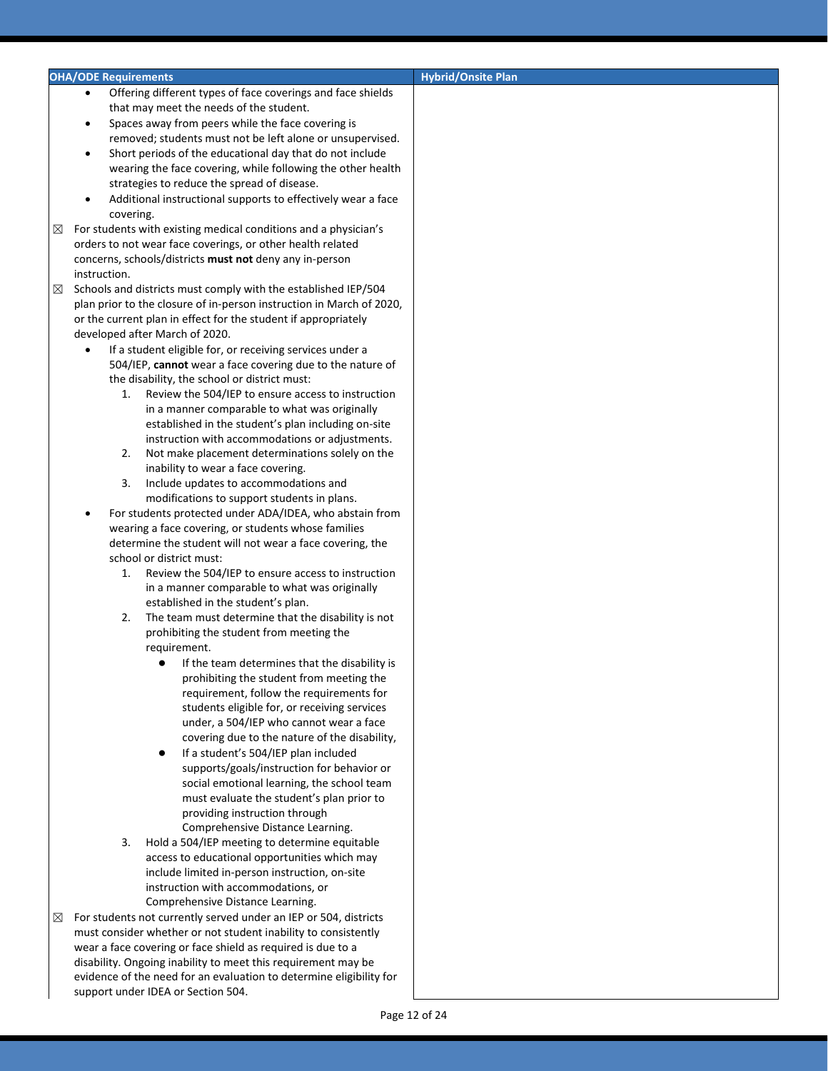| OHA/ODE Requirements | Hybrid/Onsite Plan |
| --- | --- |
| <ul><li>Offering different types of face coverings and face shields that may meet the needs of the student.</li><li>Spaces away from peers while the face covering is removed; students must not be left alone or unsupervised.</li><li>Short periods of the educational day that do not include wearing the face covering, while following the other health strategies to reduce the spread of disease.</li><li>Additional instructional supports to effectively wear a face covering.</li></ul> ☒ For students with existing medical conditions and a physician's orders to not wear face coverings, or other health related concerns, schools/districts **must not** deny any in-person instruction.<br>☒ Schools and districts must comply with the established IEP/504 plan prior to the closure of in-person instruction in March of 2020, or the current plan in effect for the student if appropriately developed after March of 2020.<ul><li>If a student eligible for, or receiving services under a 504/IEP, **cannot** wear a face covering due to the nature of the disability, the school or district must:<ol><li>Review the 504/IEP to ensure access to instruction in a manner comparable to what was originally established in the student's plan including on-site instruction with accommodations or adjustments.</li><li>Not make placement determinations solely on the inability to wear a face covering.</li><li>Include updates to accommodations and modifications to support students in plans.</li></ol></li><li>For students protected under ADA/IDEA, who abstain from wearing a face covering, or students whose families determine the student will not wear a face covering, the school or district must:<ol><li>Review the 504/IEP to ensure access to instruction in a manner comparable to what was originally established in the student's plan.</li><li>The team must determine that the disability is not prohibiting the student from meeting the requirement.<ul><li>If the team determines that the disability is prohibiting the student from meeting the requirement, follow the requirements for students eligible for, or receiving services under, a 504/IEP who cannot wear a face covering due to the nature of the disability,</li><li>If a student's 504/IEP plan included supports/goals/instruction for behavior or social emotional learning, the school team must evaluate the student's plan prior to providing instruction through Comprehensive Distance Learning.</li></ul></li><li>Hold a 504/IEP meeting to determine equitable access to educational opportunities which may include limited in-person instruction, on-site instruction with accommodations, or Comprehensive Distance Learning.</li></ol></li></ul> ☒ For students not currently served under an IEP or 504, districts must consider whether or not student inability to consistently wear a face covering or face shield as required is due to a disability. Ongoing inability to meet this requirement may be evidence of the need for an evaluation to determine eligibility for support under IDEA or Section 504. | |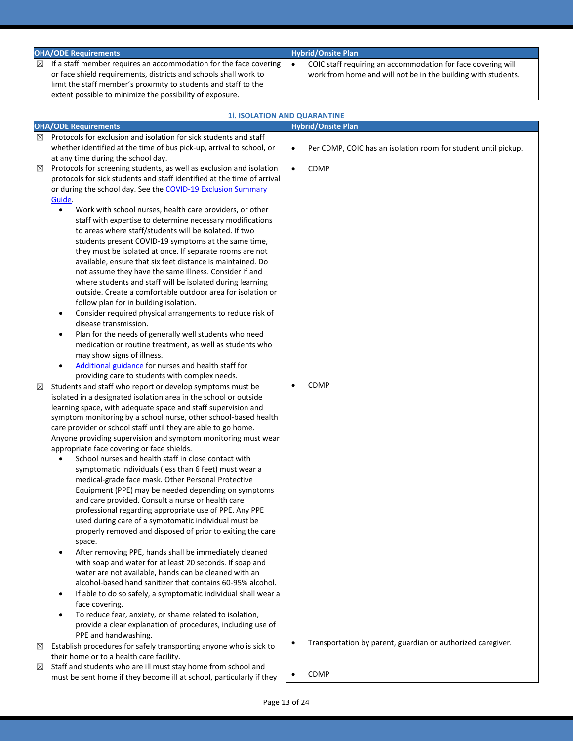| OHA/ODE Requirements | Hybrid/Onsite Plan |
|---|---|
| ☒ If a staff member requires an accommodation for the face covering or face shield requirements, districts and schools shall work to limit the staff member's proximity to students and staff to the extent possible to minimize the possibility of exposure. | • COIC staff requiring an accommodation for face covering will work from home and will not be in the building with students. |

### 1i. ISOLATION AND QUARANTINE

| OHA/ODE Requirements | Hybrid/Onsite Plan |
|---|---|
| ☒ Protocols for exclusion and isolation for sick students and staff whether identified at the time of bus pick-up, arrival to school, or at any time during the school day. | • Per CDMP, COIC has an isolation room for student until pickup. |
| ☒ Protocols for screening students, as well as exclusion and isolation protocols for sick students and staff identified at the time of arrival or during the school day. See the [COVID-19 Exclusion Summary Guide](). <br> • Work with school nurses, health care providers, or other staff with expertise to determine necessary modifications to areas where staff/students will be isolated. If two students present COVID-19 symptoms at the same time, they must be isolated at once. If separate rooms are not available, ensure that six feet distance is maintained. Do not assume they have the same illness. Consider if and where students and staff will be isolated during learning outside. Create a comfortable outdoor area for isolation or follow plan for in building isolation. <br> • Consider required physical arrangements to reduce risk of disease transmission. <br> • Plan for the needs of generally well students who need medication or routine treatment, as well as students who may show signs of illness. <br> • [Additional guidance]() for nurses and health staff for providing care to students with complex needs. | • CDMP |
| ☒ Students and staff who report or develop symptoms must be isolated in a designated isolation area in the school or outside learning space, with adequate space and staff supervision and symptom monitoring by a school nurse, other school-based health care provider or school staff until they are able to go home. Anyone providing supervision and symptom monitoring must wear appropriate face covering or face shields. <br> • School nurses and health staff in close contact with symptomatic individuals (less than 6 feet) must wear a medical-grade face mask. Other Personal Protective Equipment (PPE) may be needed depending on symptoms and care provided. Consult a nurse or health care professional regarding appropriate use of PPE. Any PPE used during care of a symptomatic individual must be properly removed and disposed of prior to exiting the care space. <br> • After removing PPE, hands shall be immediately cleaned with soap and water for at least 20 seconds. If soap and water are not available, hands can be cleaned with an alcohol-based hand sanitizer that contains 60-95% alcohol. <br> • If able to do so safely, a symptomatic individual shall wear a face covering. <br> • To reduce fear, anxiety, or shame related to isolation, provide a clear explanation of procedures, including use of PPE and handwashing. | • CDMP |
| ☒ Establish procedures for safely transporting anyone who is sick to their home or to a health care facility. | • Transportation by parent, guardian or authorized caregiver. |
| ☒ Staff and students who are ill must stay home from school and must be sent home if they become ill at school, particularly if they | • CDMP |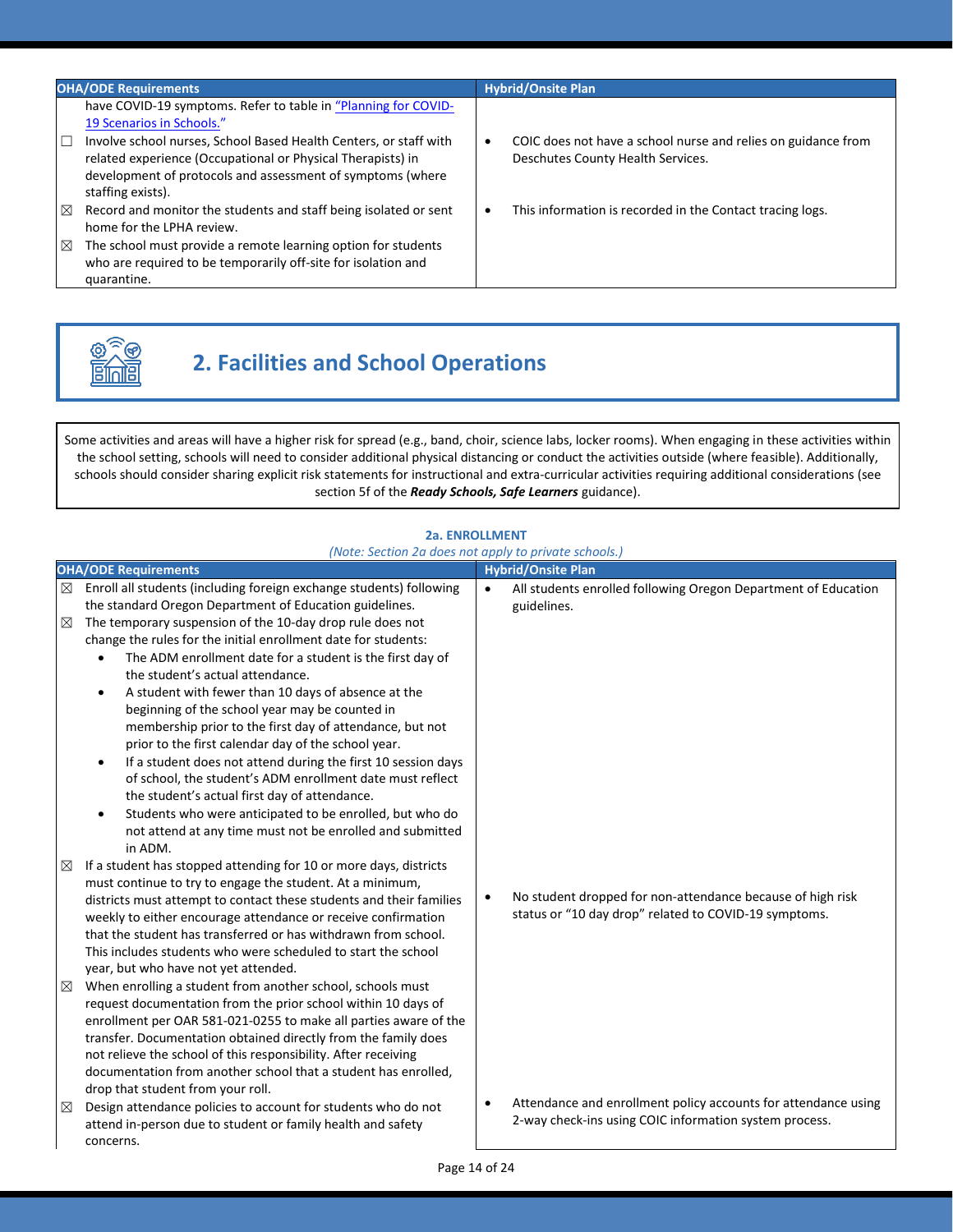| OHA/ODE Requirements | Hybrid/Onsite Plan |
|---|---|
| have COVID-19 symptoms. Refer to table in "Planning for COVID-19 Scenarios in Schools." | |
| ☐ Involve school nurses, School Based Health Centers, or staff with related experience (Occupational or Physical Therapists) in development of protocols and assessment of symptoms (where staffing exists). | • COIC does not have a school nurse and relies on guidance from Deschutes County Health Services. |
| ☒ Record and monitor the students and staff being isolated or sent home for the LPHA review. | • This information is recorded in the Contact tracing logs. |
| ☒ The school must provide a remote learning option for students who are required to be temporarily off-site for isolation and quarantine. | |

# 2. Facilities and School Operations

Some activities and areas will have a higher risk for spread (e.g., band, choir, science labs, locker rooms). When engaging in these activities within the school setting, schools will need to consider additional physical distancing or conduct the activities outside (where feasible). Additionally, schools should consider sharing explicit risk statements for instructional and extra-curricular activities requiring additional considerations (see section 5f of the ***Ready Schools, Safe Learners*** guidance).

### 2a. ENROLLMENT

*(Note: Section 2a does not apply to private schools.)*

| OHA/ODE Requirements | Hybrid/Onsite Plan |
|---|---|
| ☒ Enroll all students (including foreign exchange students) following the standard Department of Education guidelines. | • All students enrolled following Oregon Department of Education guidelines. |
| ☒ The temporary suspension of the 10-day drop rule does not change the rules for the initial enrollment date for students:<br>• The ADM enrollment date for a student is the first day of the student's actual attendance.<br>• A student with fewer than 10 days of absence at the beginning of the school year may be counted in membership prior to the first day of attendance, but not prior to the first calendar day of the school year.<br>• If a student does not attend during the first 10 session days of school, the student's ADM enrollment date must reflect the student's actual first day of attendance.<br>• Students who were anticipated to be enrolled, but who do not attend at any time must not be enrolled and submitted in ADM. | |
| ☒ If a student has stopped attending for 10 or more days, districts must continue to try to engage the student. At a minimum, districts must attempt to contact these students and their families weekly to either encourage attendance or receive confirmation that the student has transferred or has withdrawn from school. This includes students who were scheduled to start the school year, but who have not yet attended. | • No student dropped for non-attendance because of high risk status or "10 day drop" related to COVID-19 symptoms. |
| ☒ When enrolling a student from another school, schools must request documentation from the prior school within 10 days of enrollment per OAR 581-021-0255 to make all parties aware of the transfer. Documentation obtained directly from the family does not relieve the school of this responsibility. After receiving documentation from another school that a student has enrolled, drop that student from your roll. | |
| ☒ Design attendance policies to account for students who do not attend in-person due to student or family health and safety concerns. | • Attendance and enrollment policy accounts for attendance using 2-way check-ins using COIC information system process. |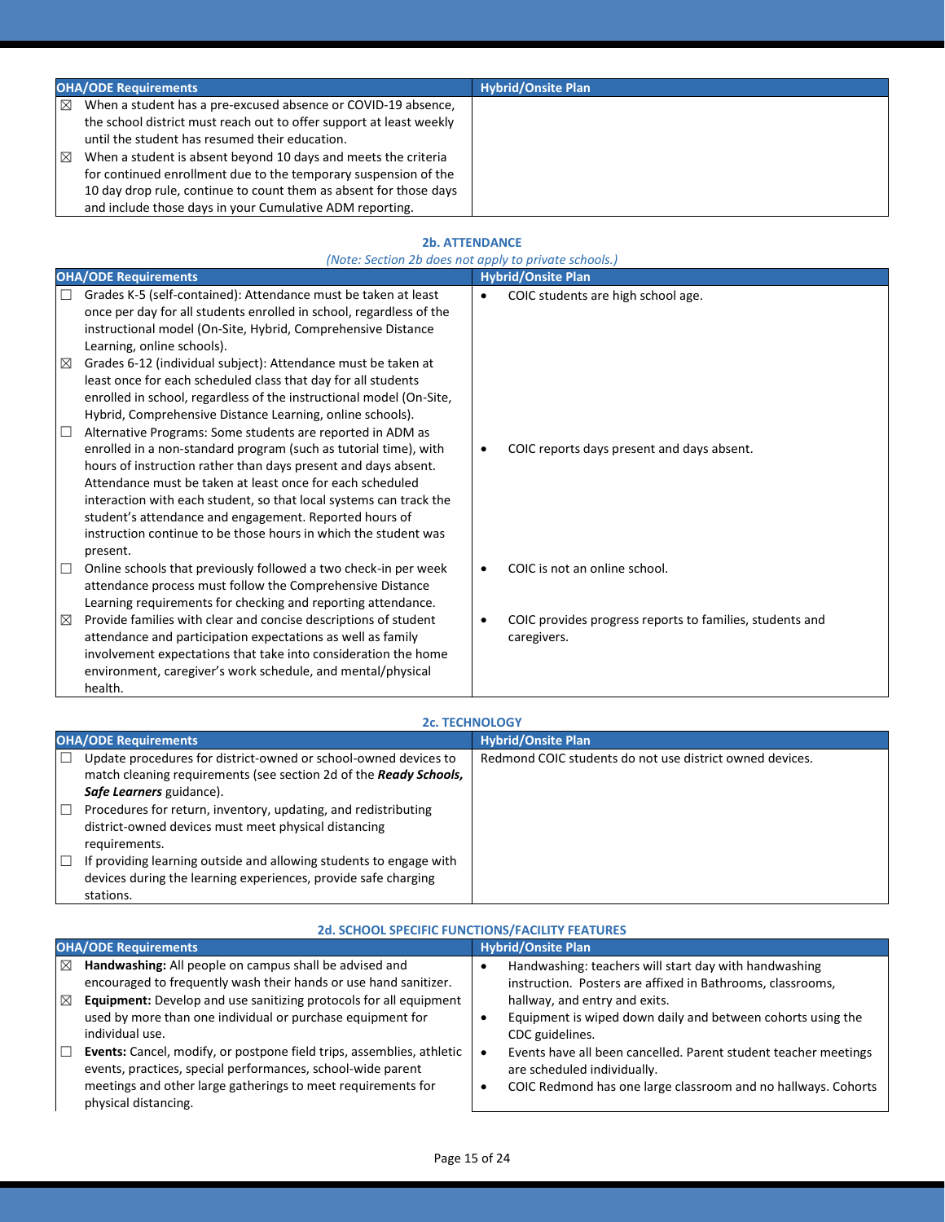| OHA/ODE Requirements | Hybrid/Onsite Plan |
|---|---|
| ☒ When a student has a pre-excused absence or COVID-19 absence, the school district must reach out to offer support at least weekly until the student has resumed their education.<br>☒ When a student is absent beyond 10 days and meets the criteria for continued enrollment due to the temporary suspension of the 10 day drop rule, continue to count them as absent for those days and include those days in your Cumulative ADM reporting. | |

**2b. ATTENDANCE**

*(Note: Section 2b does not apply to private schools.)*

| OHA/ODE Requirements | Hybrid/Onsite Plan |
|---|---|
| ☐ Grades K-5 (self-contained): Attendance must be taken at least once per day for all students enrolled in school, regardless of the instructional model (On-Site, Hybrid, Comprehensive Distance Learning, online schools).<br>☒ Grades 6-12 (individual subject): Attendance must be taken at least once for each scheduled class that day for all students enrolled in school, regardless of the instructional model (On-Site, Hybrid, Comprehensive Distance Learning, online schools).<br>☐ Alternative Programs: Some students are reported in ADM as enrolled in a non-standard program (such as tutorial time), with hours of instruction rather than days present and days absent. Attendance must be taken at least once for each scheduled interaction with each student, so that local systems can track the student's attendance and engagement. Reported hours of instruction continue to be those hours in which the student was present.<br>☐ Online schools that previously followed a two check-in per week attendance process must follow the Comprehensive Distance Learning requirements for checking and reporting attendance.<br>☒ Provide families with clear and concise descriptions of student attendance and participation expectations as well as family involvement expectations that take into consideration the home environment, caregiver's work schedule, and mental/physical health. | • COIC students are high school age.<br>• COIC reports days present and days absent.<br>• COIC is not an online school.<br>• COIC provides progress reports to families, students and caregivers. |

**2c. TECHNOLOGY**

| OHA/ODE Requirements | Hybrid/Onsite Plan |
|---|---|
| ☐ Update procedures for district-owned or school-owned devices to match cleaning requirements (see section 2d of the ***Ready Schools, Safe Learners*** guidance).<br>☐ Procedures for return, inventory, updating, and redistributing district-owned devices must meet physical distancing requirements.<br>☐ If providing learning outside and allowing students to engage with devices during the learning experiences, provide safe charging stations. | Redmond COIC students do not use district owned devices. |

**2d. SCHOOL SPECIFIC FUNCTIONS/FACILITY FEATURES**

| OHA/ODE Requirements | Hybrid/Onsite Plan |
|---|---|
| ☒ **Handwashing:** All people on campus shall be advised and encouraged to frequently wash their hands or use hand sanitizer.<br>☒ **Equipment:** Develop and use sanitizing protocols for all equipment used by more than one individual or purchase equipment for individual use.<br>☐ **Events:** Cancel, modify, or postpone field trips, assemblies, athletic events, practices, special performances, school-wide parent meetings and other large gatherings to meet requirements for physical distancing. | • Handwashing: teachers will start day with handwashing instruction. Posters are affixed in Bathrooms, classrooms, hallway, and entry and exits.<br>• Equipment is wiped down daily and between cohorts using the CDC guidelines.<br>• Events have all been cancelled. Parent student teacher meetings are scheduled individually.<br>• COIC Redmond has one large classroom and no hallways. Cohorts |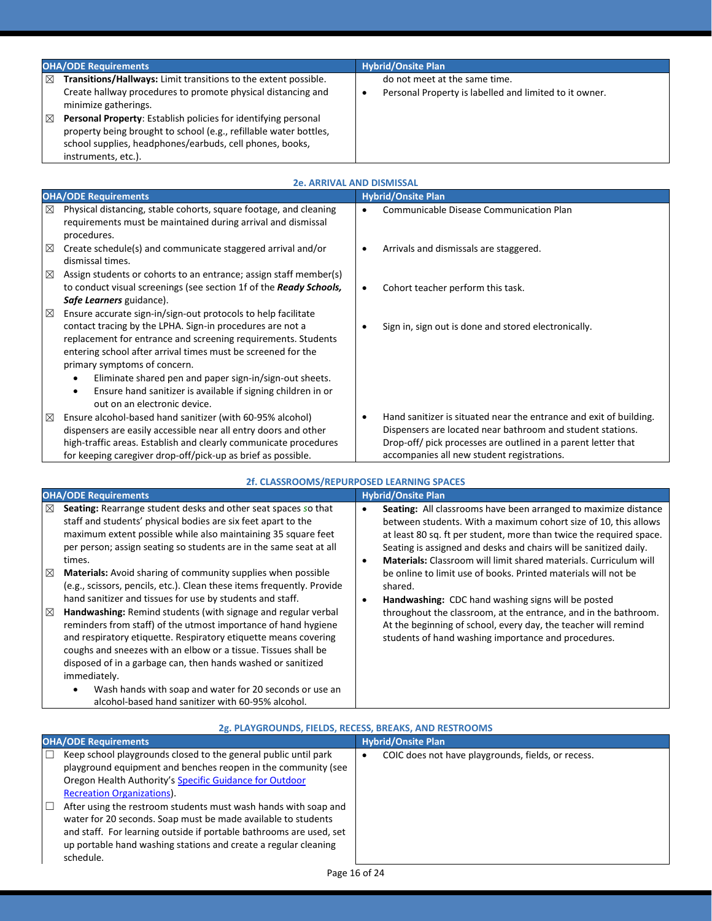| OHA/ODE Requirements | Hybrid/Onsite Plan |
|---|---|
| ☒ **Transitions/Hallways:** Limit transitions to the extent possible. Create hallway procedures to promote physical distancing and minimize gatherings.<br>☒ **Personal Property**: Establish policies for identifying personal property being brought to school (e.g., refillable water bottles, school supplies, headphones/earbuds, cell phones, books, instruments, etc.). | do not meet at the same time.<br>• Personal Property is labelled and limited to it owner. |

### 2e. ARRIVAL AND DISMISSAL

| OHA/ODE Requirements | Hybrid/Onsite Plan |
|---|---|
| ☒ Physical distancing, stable cohorts, square footage, and cleaning requirements must be maintained during arrival and dismissal procedures. | • Communicable Disease Communication Plan |
| ☒ Create schedule(s) and communicate staggered arrival and/or dismissal times. | • Arrivals and dismissals are staggered. |
| ☒ Assign students or cohorts to an entrance; assign staff member(s) to conduct visual screenings (see section 1f of the ***Ready Schools, Safe Learners*** guidance). | • Cohort teacher perform this task. |
| ☒ Ensure accurate sign-in/sign-out protocols to help facilitate contact tracing by the LPHA. Sign-in procedures are not a replacement for entrance and screening requirements. Students entering school after arrival times must be screened for the primary symptoms of concern.<br>• Eliminate shared pen and paper sign-in/sign-out sheets.<br>• Ensure hand sanitizer is available if signing children in or out on an electronic device. | • Sign in, sign out is done and stored electronically. |
| ☒ Ensure alcohol-based hand sanitizer (with 60-95% alcohol) dispensers are easily accessible near all entry doors and other high-traffic areas. Establish and clearly communicate procedures for keeping caregiver drop-off/pick-up as brief as possible. | • Hand sanitizer is situated near the entrance and exit of building. Dispensers are located near bathroom and student stations. Drop-off/ pick processes are outlined in a parent letter that accompanies all new student registrations. |

### 2f. CLASSROOMS/REPURPOSED LEARNING SPACES

| OHA/ODE Requirements | Hybrid/Onsite Plan |
|---|---|
| ☒ **Seating:** Rearrange student desks and other seat spaces so that staff and students' physical bodies are six feet apart to the maximum extent possible while also maintaining 35 square feet per person; assign seating so students are in the same seat at all times.<br>☒ **Materials:** Avoid sharing of community supplies when possible (e.g., scissors, pencils, etc.). Clean these frequently. Provide hand sanitizer and tissues for use by students and staff.<br>☒ **Handwashing:** Remind students (with signage and regular verbal reminders from staff) of the utmost importance of hand hygiene and respiratory etiquette. Respiratory etiquette means covering coughs and sneezes with an elbow or a tissue. Tissues shall be disposed of in a garbage can, then hands washed or sanitized immediately.<br>• Wash hands with soap and water for 20 seconds or use an alcohol-based hand sanitizer with 60-95% alcohol. | • **Seating:** All classrooms have been arranged to maximize distance between students. With a maximum cohort size of 10, this allows at least 80 sq. ft per student, more than twice the required space. Seating is assigned and desks and chairs will be sanitized daily.<br>• **Materials:** Classroom will limit shared materials. Curriculum will be online to limit use of books. Printed materials will not be shared.<br>• **Handwashing:** CDC hand washing signs will be posted throughout the classroom, at the entrance, and in the bathroom. At the beginning of school, every day, the teacher will remind students of hand washing importance and procedures. |

### 2g. PLAYGROUNDS, FIELDS, RECESS, BREAKS, AND RESTROOMS

| OHA/ODE Requirements | Hybrid/Onsite Plan |
|---|---|
| ☐ Keep school playgrounds closed to the general public until park playground equipment and benches reopen in the community (see Oregon Health Authority's [Specific Guidance for Outdoor Recreation Organizations]).<br>☐ After using the restroom students must wash hands with soap and water for 20 seconds. Soap must be made available to students and staff. For learning outside if portable bathrooms are used, set up portable hand washing stations and create a regular cleaning schedule. | • COIC does not have playgrounds, fields, or recess. |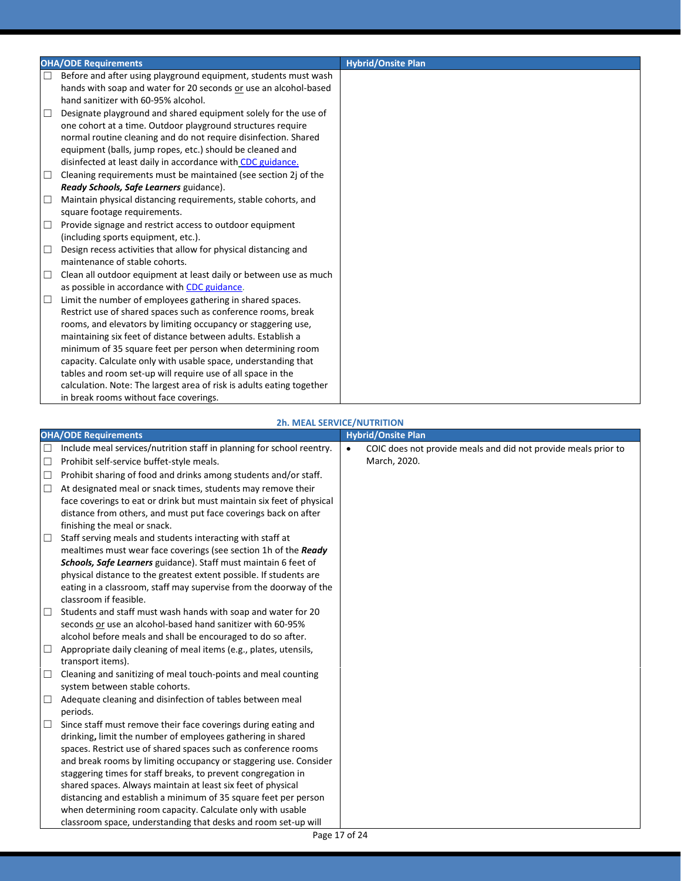| OHA/ODE Requirements | Hybrid/Onsite Plan |
|---|---|
| ☐ Before and after using playground equipment, students must wash hands with soap and water for 20 seconds or use an alcohol-based hand sanitizer with 60-95% alcohol.<br>☐ Designate playground and shared equipment solely for the use of one cohort at a time. Outdoor playground structures require normal routine cleaning and do not require disinfection. Shared equipment (balls, jump ropes, etc.) should be cleaned and disinfected at least daily in accordance with CDC guidance.<br>☐ Cleaning requirements must be maintained (see section 2j of the ***Ready Schools, Safe Learners*** guidance).<br>☐ Maintain physical distancing requirements, stable cohorts, and square footage requirements.<br>☐ Provide signage and restrict access to outdoor equipment (including sports equipment, etc.).<br>☐ Design recess activities that allow for physical distancing and maintenance of stable cohorts.<br>☐ Clean all outdoor equipment at least daily or between use as much as possible in accordance with CDC guidance.<br>☐ Limit the number of employees gathering in shared spaces. Restrict use of shared spaces such as conference rooms, break rooms, and elevators by limiting occupancy or staggering use, maintaining six feet of distance between adults. Establish a minimum of 35 square feet per person when determining room capacity. Calculate only with usable space, understanding that tables and room set-up will require use of all space in the calculation. Note: The largest area of risk is adults eating together in break rooms without face coverings. | |

### 2h. MEAL SERVICE/NUTRITION

| OHA/ODE Requirements | Hybrid/Onsite Plan |
|---|---|
| ☐ Include meal services/nutrition staff in planning for school reentry.<br>☐ Prohibit self-service buffet-style meals.<br>☐ Prohibit sharing of food and drinks among students and/or staff.<br>☐ At designated meal or snack times, students may remove their face coverings to eat or drink but must maintain six feet of physical distance from others, and must put face coverings back on after finishing the meal or snack.<br>☐ Staff serving meals and students interacting with staff at mealtimes must wear face coverings (see section 1h of the ***Ready Schools, Safe Learners*** guidance). Staff must maintain 6 feet of physical distance to the greatest extent possible. If students are eating in a classroom, staff may supervise from the doorway of the classroom if feasible.<br>☐ Students and staff must wash hands with soap and water for 20 seconds or use an alcohol-based hand sanitizer with 60-95% alcohol before meals and shall be encouraged to do so after.<br>☐ Appropriate daily cleaning of meal items (e.g., plates, utensils, transport items).<br>☐ Cleaning and sanitizing of meal touch-points and meal counting system between stable cohorts.<br>☐ Adequate cleaning and disinfection of tables between meal periods.<br>☐ Since staff must remove their face coverings during eating and drinking**,** limit the number of employees gathering in shared spaces. Restrict use of shared spaces such as conference rooms and break rooms by limiting occupancy or staggering use. Consider staggering times for staff breaks, to prevent congregation in shared spaces. Always maintain at least six feet of physical distancing and establish a minimum of 35 square feet per person when determining room capacity. Calculate only with usable classroom space, understanding that desks and room set-up will | • COIC does not provide meals and did not provide meals prior to March, 2020. |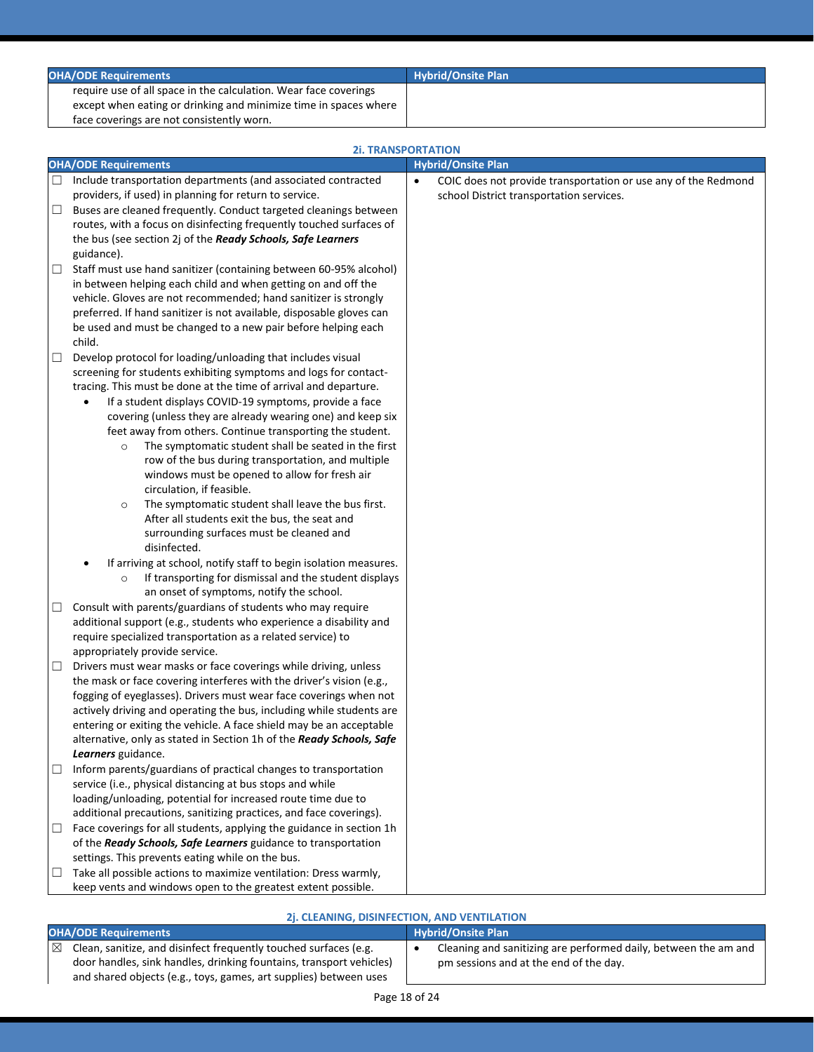| OHA/ODE Requirements | Hybrid/Onsite Plan |
|---|---|
| require use of all space in the calculation. Wear face coverings except when eating or drinking and minimize time in spaces where face coverings are not consistently worn. | |

**2i. TRANSPORTATION**

| OHA/ODE Requirements | Hybrid/Onsite Plan |
|---|---|
| ☐ Include transportation departments (and associated contracted providers, if used) in planning for return to service.<br>☐ Buses are cleaned frequently. Conduct targeted cleanings between routes, with a focus on disinfecting frequently touched surfaces of the bus (see section 2j of the ***Ready Schools, Safe Learners*** guidance).<br>☐ Staff must use hand sanitizer (containing between 60-95% alcohol) in between helping each child and when getting on and off the vehicle. Gloves are not recommended; hand sanitizer is strongly preferred. If hand sanitizer is not available, disposable gloves can be used and must be changed to a new pair before helping each child.<br>☐ Develop protocol for loading/unloading that includes visual screening for students exhibiting symptoms and logs for contact-tracing. This must be done at the time of arrival and departure.<br>• If a student displays COVID-19 symptoms, provide a face covering (unless they are already wearing one) and keep six feet away from others. Continue transporting the student.<br>○ The symptomatic student shall be seated in the first row of the bus during transportation, and multiple windows must be opened to allow for fresh air circulation, if feasible.<br>○ The symptomatic student shall leave the bus first. After all students exit the bus, the seat and surrounding surfaces must be cleaned and disinfected.<br>• If arriving at school, notify staff to begin isolation measures.<br>○ If transporting for dismissal and the student displays an onset of symptoms, notify the school.<br>☐ Consult with parents/guardians of students who may require additional support (e.g., students who experience a disability and require specialized transportation as a related service) to appropriately provide service.<br>☐ Drivers must wear masks or face coverings while driving, unless the mask or face covering interferes with the driver's vision (e.g., fogging of eyeglasses). Drivers must wear face coverings when not actively driving and operating the bus, including while students are entering or exiting the vehicle. A face shield may be an acceptable alternative, only as stated in Section 1h of the ***Ready Schools, Safe Learners*** guidance.<br>☐ Inform parents/guardians of practical changes to transportation service (i.e., physical distancing at bus stops and while loading/unloading, potential for increased route time due to additional precautions, sanitizing practices, and face coverings).<br>☐ Face coverings for all students, applying the guidance in section 1h of the ***Ready Schools, Safe Learners*** guidance to transportation settings. This prevents eating while on the bus.<br>☐ Take all possible actions to maximize ventilation: Dress warmly, keep vents and windows open to the greatest extent possible. | • COIC does not provide transportation or use any of the Redmond school District transportation services. |

**2j. CLEANING, DISINFECTION, AND VENTILATION**

| OHA/ODE Requirements | Hybrid/Onsite Plan |
|---|---|
| ☒ Clean, sanitize, and disinfect frequently touched surfaces (e.g. door handles, sink handles, drinking fountains, transport vehicles) and shared objects (e.g., toys, games, art supplies) between uses | • Cleaning and sanitizing are performed daily, between the am and pm sessions and at the end of the day. |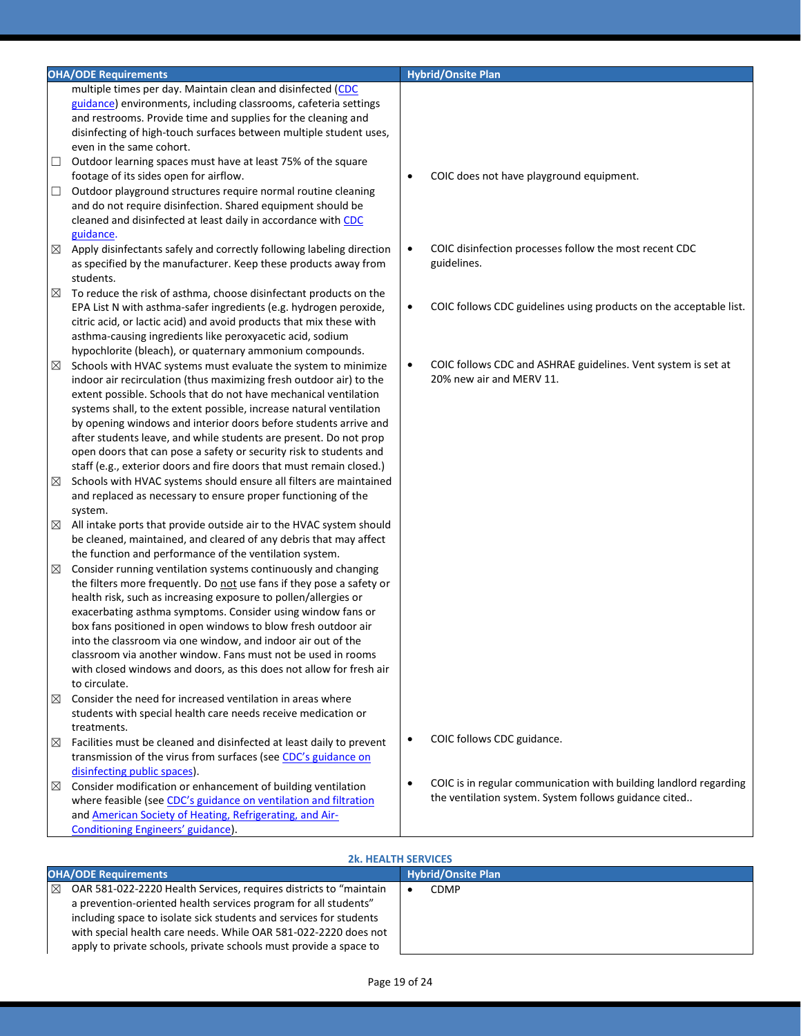| OHA/ODE Requirements | Hybrid/Onsite Plan |
|---|---|
| multiple times per day. Maintain clean and disinfected (CDC guidance) environments, including classrooms, cafeteria settings and restrooms. Provide time and supplies for the cleaning and disinfecting of high-touch surfaces between multiple student uses, even in the same cohort. | |
| ☐ Outdoor learning spaces must have at least 75% of the square footage of its sides open for airflow. | |
| ☐ Outdoor playground structures require normal routine cleaning and do not require disinfection. Shared equipment should be cleaned and disinfected at least daily in accordance with CDC guidance. | • COIC does not have playground equipment. |
| ☒ Apply disinfectants safely and correctly following labeling direction as specified by the manufacturer. Keep these products away from students. | • COIC disinfection processes follow the most recent CDC guidelines. |
| ☒ To reduce the risk of asthma, choose disinfectant products on the EPA List N with asthma-safer ingredients (e.g. hydrogen peroxide, citric acid, or lactic acid) and avoid products that mix these with asthma-causing ingredients like peroxyacetic acid, sodium hypochlorite (bleach), or quaternary ammonium compounds. | • COIC follows CDC guidelines using products on the acceptable list. |
| ☒ Schools with HVAC systems must evaluate the system to minimize indoor air recirculation (thus maximizing fresh outdoor air) to the extent possible. Schools that do not have mechanical ventilation systems shall, to the extent possible, increase natural ventilation by opening windows and interior doors before students arrive and after students leave, and while students are present. Do not prop open doors that can pose a safety or security risk to students and staff (e.g., exterior doors and fire doors that must remain closed.) | • COIC follows CDC and ASHRAE guidelines. Vent system is set at 20% new air and MERV 11. |
| ☒ Schools with HVAC systems should ensure all filters are maintained and replaced as necessary to ensure proper functioning of the system. | |
| ☒ All intake ports that provide outside air to the HVAC system should be cleaned, maintained, and cleared of any debris that may affect the function and performance of the ventilation system. | |
| ☒ Consider running ventilation systems continuously and changing the filters more frequently. Do not use fans if they pose a safety or health risk, such as increasing exposure to pollen/allergies or exacerbating asthma symptoms. Consider using window fans or box fans positioned in open windows to blow fresh outdoor air into the classroom via one window, and indoor air out of the classroom via another window. Fans must not be used in rooms with closed windows and doors, as this does not allow for fresh air to circulate. | |
| ☒ Consider the need for increased ventilation in areas where students with special health care needs receive medication or treatments. | |
| ☒ Facilities must be cleaned and disinfected at least daily to prevent transmission of the virus from surfaces (see CDC's guidance on disinfecting public spaces). | • COIC follows CDC guidance. |
| ☒ Consider modification or enhancement of building ventilation where feasible (see CDC's guidance on ventilation and filtration and American Society of Heating, Refrigerating, and Air-Conditioning Engineers' guidance). | • COIC is in regular communication with building landlord regarding the ventilation system. System follows guidance cited.. |

### 2k. HEALTH SERVICES

| OHA/ODE Requirements | Hybrid/Onsite Plan |
|---|---|
| ☒ OAR 581-022-2220 Health Services, requires districts to "maintain a prevention-oriented health services program for all students" including space to isolate sick students and services for students with special health care needs. While OAR 581-022-2220 does not apply to private schools, private schools must provide a space to | • CDMP |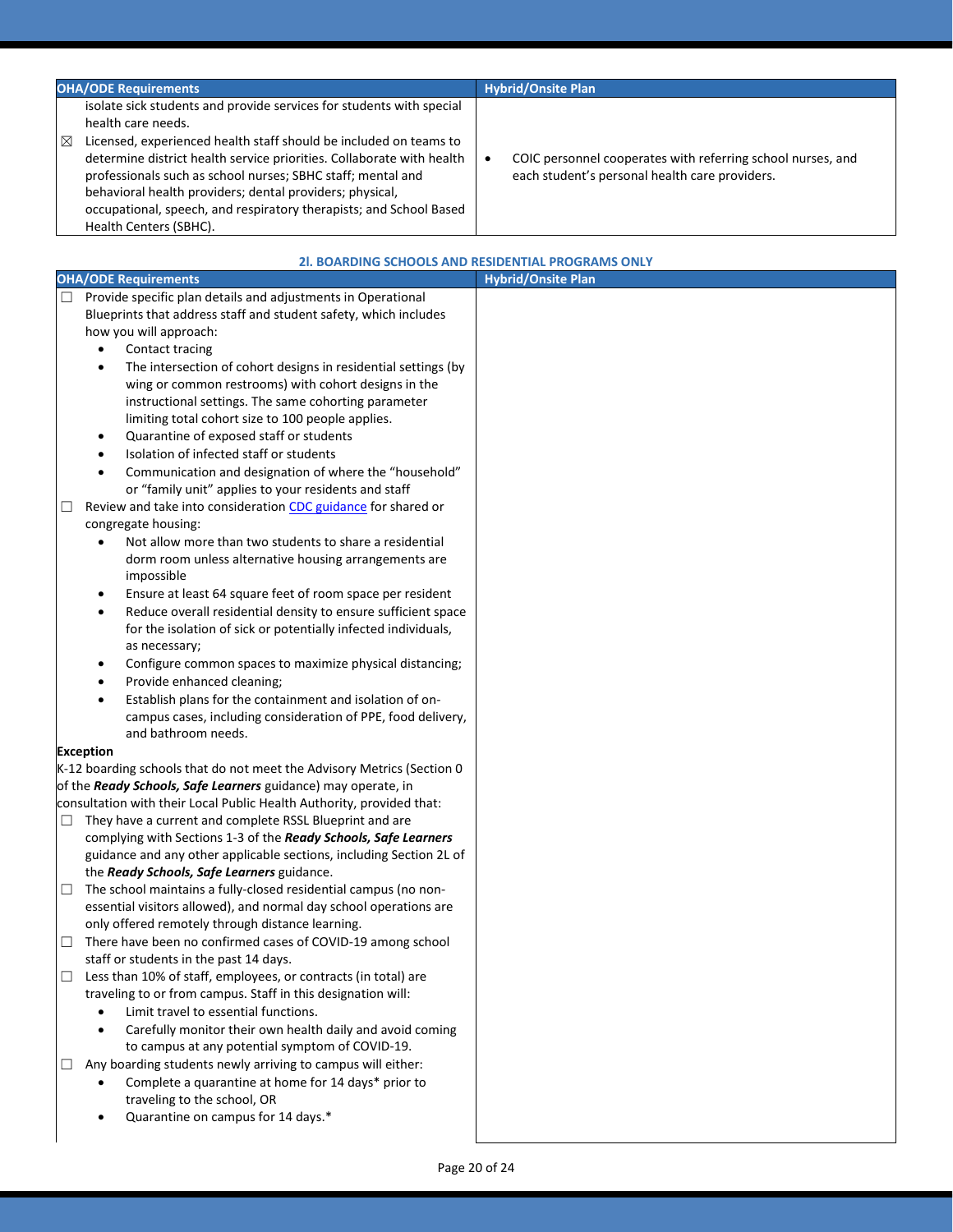| OHA/ODE Requirements | Hybrid/Onsite Plan |
|---|---|
| isolate sick students and provide services for students with special health care needs. | |
| ☒ Licensed, experienced health staff should be included on teams to determine district health service priorities. Collaborate with health professionals such as school nurses; SBHC staff; mental and behavioral health providers; dental providers; physical, occupational, speech, and respiratory therapists; and School Based Health Centers (SBHC). | • COIC personnel cooperates with referring school nurses, and each student's personal health care providers. |

### 2l. BOARDING SCHOOLS AND RESIDENTIAL PROGRAMS ONLY

| OHA/ODE Requirements | Hybrid/Onsite Plan |
|---|---|
| ☐ Provide specific plan details and adjustments in Operational Blueprints that address staff and student safety, which includes how you will approach:<br>• Contact tracing<br>• The intersection of cohort designs in residential settings (by wing or common restrooms) with cohort designs in the instructional settings. The same cohorting parameter limiting total cohort size to 100 people applies.<br>• Quarantine of exposed staff or students<br>• Isolation of infected staff or students<br>• Communication and designation of where the "household" or "family unit" applies to your residents and staff | |
| ☐ Review and take into consideration [CDC guidance] for shared or congregate housing:<br>• Not allow more than two students to share a residential dorm room unless alternative housing arrangements are impossible<br>• Ensure at least 64 square feet of room space per resident<br>• Reduce overall residential density to ensure sufficient space for the isolation of sick or potentially infected individuals, as necessary;<br>• Configure common spaces to maximize physical distancing;<br>• Provide enhanced cleaning;<br>• Establish plans for the containment and isolation of on-campus cases, including consideration of PPE, food delivery, and bathroom needs. | |
| **Exception**<br>K-12 boarding schools that do not meet the Advisory Metrics (Section 0 of the ***Ready Schools, Safe Learners*** guidance) may operate, in consultation with their Local Public Health Authority, provided that: | |
| ☐ They have a current and complete RSSL Blueprint and are complying with Sections 1-3 of the ***Ready Schools, Safe Learners*** guidance and any other applicable sections, including Section 2L of the ***Ready Schools, Safe Learners*** guidance. | |
| ☐ The school maintains a fully-closed residential campus (no non-essential visitors allowed), and normal day school operations are only offered remotely through distance learning. | |
| ☐ There have been no confirmed cases of COVID-19 among school staff or students in the past 14 days. | |
| ☐ Less than 10% of staff, employees, or contracts (in total) are traveling to or from campus. Staff in this designation will:<br>• Limit travel to essential functions.<br>• Carefully monitor their own health daily and avoid coming to campus at any potential symptom of COVID-19. | |
| ☐ Any boarding students newly arriving to campus will either:<br>• Complete a quarantine at home for 14 days* prior to traveling to the school, OR<br>• Quarantine on campus for 14 days.* | |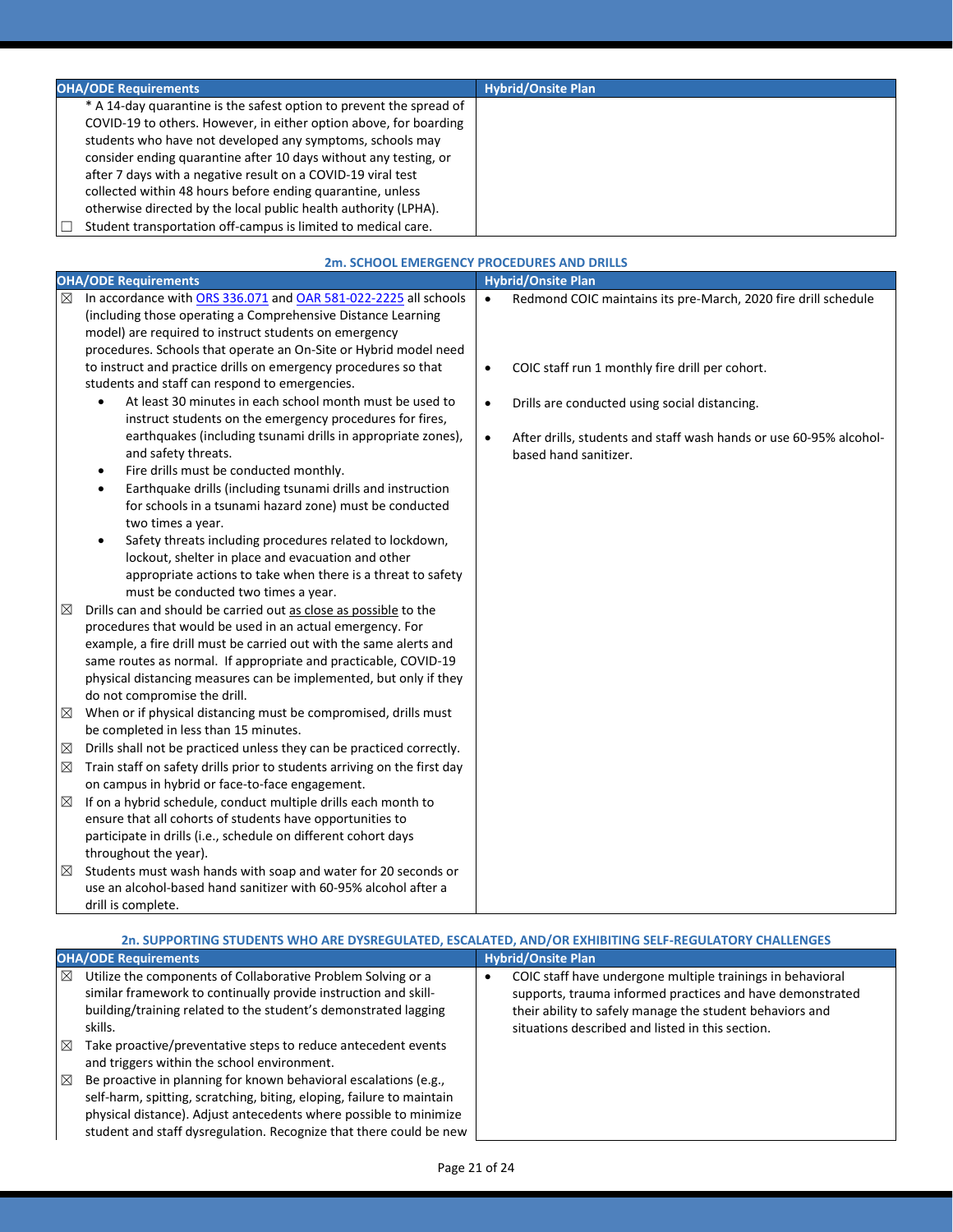| OHA/ODE Requirements | Hybrid/Onsite Plan |
|---|---|
| * A 14-day quarantine is the safest option to prevent the spread of COVID-19 to others. However, in either option above, for boarding students who have not developed any symptoms, schools may consider ending quarantine after 10 days without any testing, or after 7 days with a negative result on a COVID-19 viral test collected within 48 hours before ending quarantine, unless otherwise directed by the local public health authority (LPHA).<br>☐ Student transportation off-campus is limited to medical care. | |

### 2m. SCHOOL EMERGENCY PROCEDURES AND DRILLS

| OHA/ODE Requirements | Hybrid/Onsite Plan |
|---|---|
| ☒ In accordance with ORS 336.071 and OAR 581-022-2225 all schools (including those operating a Comprehensive Distance Learning model) are required to instruct students on emergency procedures. Schools that operate an On-Site or Hybrid model need to instruct and practice drills on emergency procedures so that students and staff can respond to emergencies.<br>• At least 30 minutes in each school month must be used to instruct students on the emergency procedures for fires, earthquakes (including tsunami drills in appropriate zones), and safety threats.<br>• Fire drills must be conducted monthly.<br>• Earthquake drills (including tsunami drills and instruction for schools in a tsunami hazard zone) must be conducted two times a year.<br>• Safety threats including procedures related to lockdown, lockout, shelter in place and evacuation and other appropriate actions to take when there is a threat to safety must be conducted two times a year.<br>☒ Drills can and should be carried out as close as possible to the procedures that would be used in an actual emergency. For example, a fire drill must be carried out with the same alerts and same routes as normal. If appropriate and practicable, COVID-19 physical distancing measures can be implemented, but only if they do not compromise the drill.<br>☒ When or if physical distancing must be compromised, drills must be completed in less than 15 minutes.<br>☒ Drills shall not be practiced unless they can be practiced correctly.<br>☒ Train staff on safety drills prior to students arriving on the first day on campus in hybrid or face-to-face engagement.<br>☒ If on a hybrid schedule, conduct multiple drills each month to ensure that all cohorts of students have opportunities to participate in drills (i.e., schedule on different cohort days throughout the year).<br>☒ Students must wash hands with soap and water for 20 seconds or use an alcohol-based hand sanitizer with 60-95% alcohol after a drill is complete. | • Redmond COIC maintains its pre-March, 2020 fire drill schedule<br>• COIC staff run 1 monthly fire drill per cohort.<br>• Drills are conducted using social distancing.<br>• After drills, students and staff wash hands or use 60-95% alcohol-based hand sanitizer. |

### 2n. SUPPORTING STUDENTS WHO ARE DYSREGULATED, ESCALATED, AND/OR EXHIBITING SELF-REGULATORY CHALLENGES

| OHA/ODE Requirements | Hybrid/Onsite Plan |
|---|---|
| ☒ Utilize the components of Collaborative Problem Solving or a similar framework to continually provide instruction and skill-building/training related to the student's demonstrated lagging skills.<br>☒ Take proactive/preventative steps to reduce antecedent events and triggers within the school environment.<br>☒ Be proactive in planning for known behavioral escalations (e.g., self-harm, spitting, scratching, biting, eloping, failure to maintain physical distance). Adjust antecedents where possible to minimize student and staff dysregulation. Recognize that there could be new | • COIC staff have undergone multiple trainings in behavioral supports, trauma informed practices and have demonstrated their ability to safely manage the student behaviors and situations described and listed in this section. |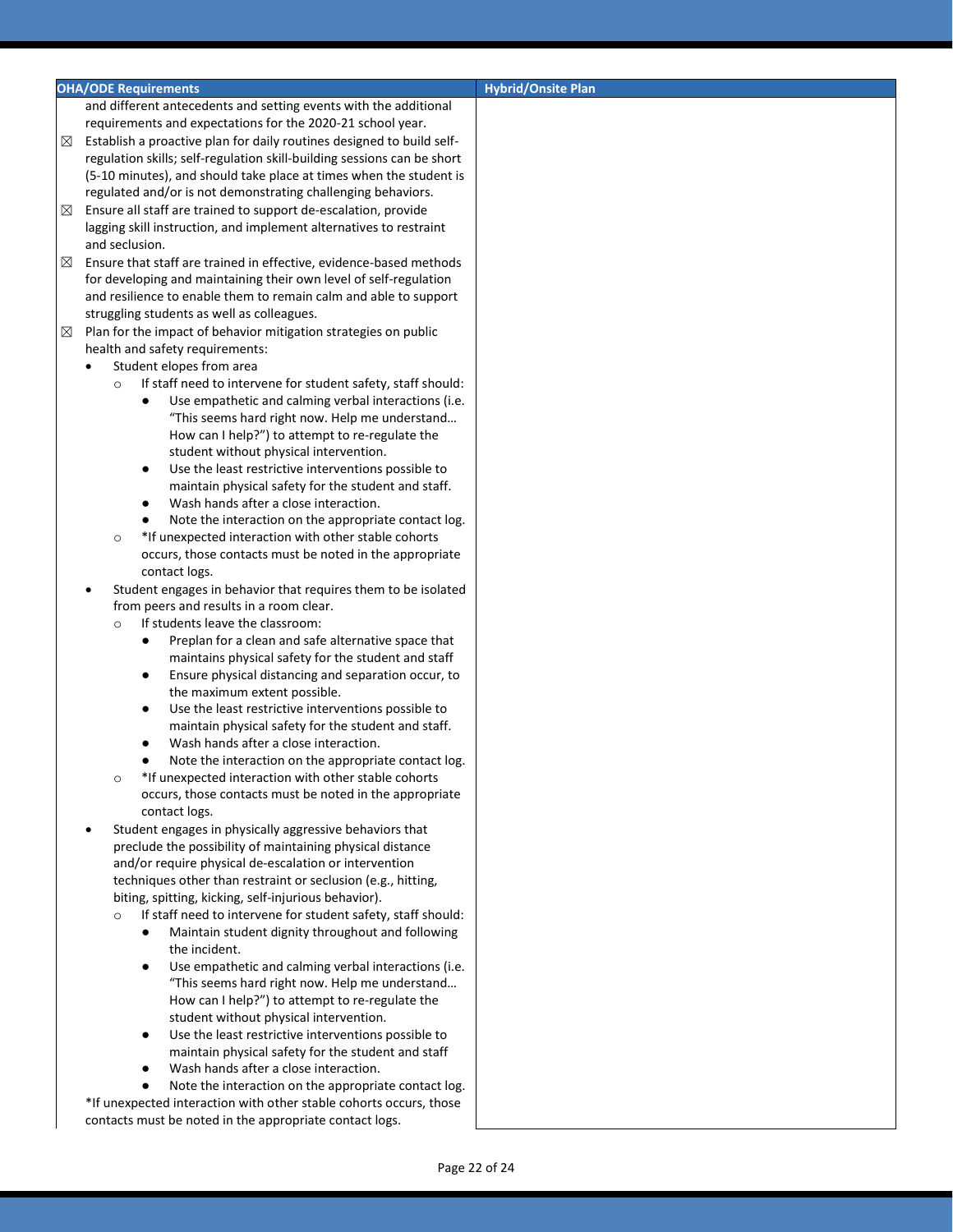| OHA/ODE Requirements | Hybrid/Onsite Plan |
| --- | --- |
| and different antecedents and setting events with the additional requirements and expectations for the 2020-21 school year.<br>☒ Establish a proactive plan for daily routines designed to build self-regulation skills; self-regulation skill-building sessions can be short (5-10 minutes), and should take place at times when the student is regulated and/or is not demonstrating challenging behaviors.<br>☒ Ensure all staff are trained to support de-escalation, provide lagging skill instruction, and implement alternatives to restraint and seclusion.<br>☒ Ensure that staff are trained in effective, evidence-based methods for developing and maintaining their own level of self-regulation and resilience to enable them to remain calm and able to support struggling students as well as colleagues.<br>☒ Plan for the impact of behavior mitigation strategies on public health and safety requirements:<br>• Student elopes from area<br>  ○ If staff need to intervene for student safety, staff should:<br>    ● Use empathetic and calming verbal interactions (i.e. "This seems hard right now. Help me understand… How can I help?") to attempt to re-regulate the student without physical intervention.<br>    ● Use the least restrictive interventions possible to maintain physical safety for the student and staff.<br>    ● Wash hands after a close interaction.<br>    ● Note the interaction on the appropriate contact log.<br>  ○ *If unexpected interaction with other stable cohorts occurs, those contacts must be noted in the appropriate contact logs.<br>• Student engages in behavior that requires them to be isolated from peers and results in a room clear.<br>  ○ If students leave the classroom:<br>    ● Preplan for a clean and safe alternative space that maintains physical safety for the student and staff<br>    ● Ensure physical distancing and separation occur, to the maximum extent possible.<br>    ● Use the least restrictive interventions possible to maintain physical safety for the student and staff.<br>    ● Wash hands after a close interaction.<br>    ● Note the interaction on the appropriate contact log.<br>  ○ *If unexpected interaction with other stable cohorts occurs, those contacts must be noted in the appropriate contact logs.<br>• Student engages in physically aggressive behaviors that preclude the possibility of maintaining physical distance and/or require physical de-escalation or intervention techniques other than restraint or seclusion (e.g., hitting, biting, spitting, kicking, self-injurious behavior).<br>  ○ If staff need to intervene for student safety, staff should:<br>    ● Maintain student dignity throughout and following the incident.<br>    ● Use empathetic and calming verbal interactions (i.e. "This seems hard right now. Help me understand… How can I help?") to attempt to re-regulate the student without physical intervention.<br>    ● Use the least restrictive interventions possible to maintain physical safety for the student and staff<br>    ● Wash hands after a close interaction.<br>    ● Note the interaction on the appropriate contact log.<br>*If unexpected interaction with other stable cohorts occurs, those contacts must be noted in the appropriate contact logs. | |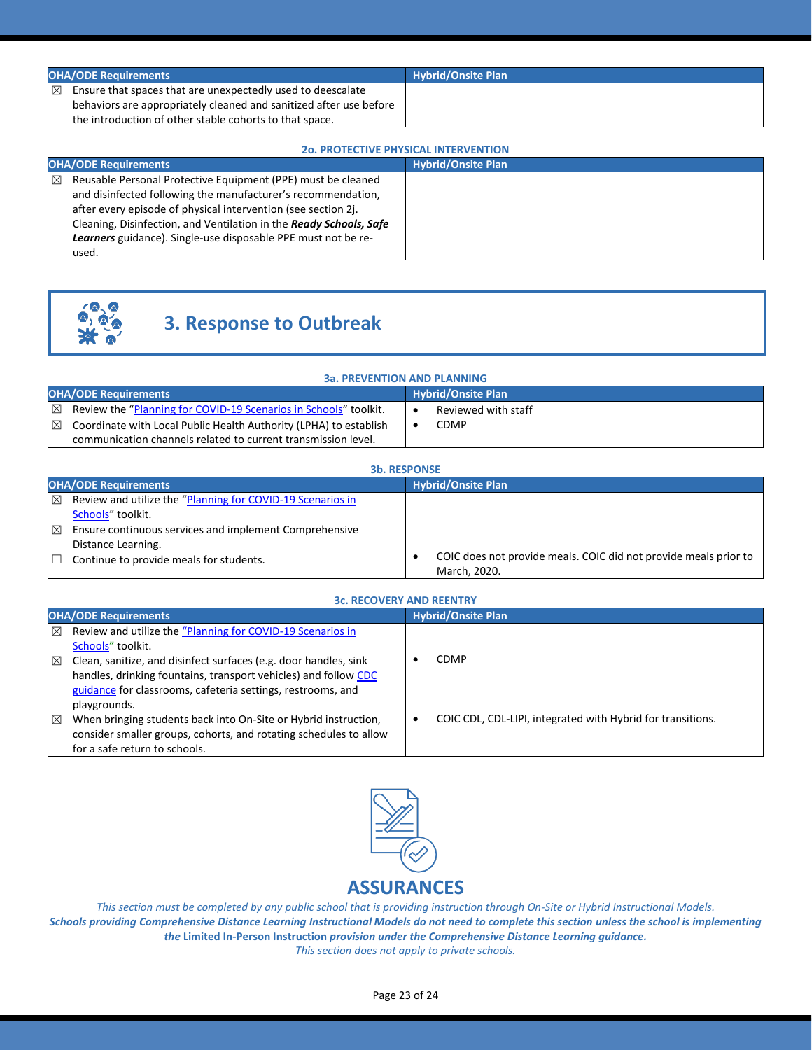| OHA/ODE Requirements | Hybrid/Onsite Plan |
|---|---|
| ☒ Ensure that spaces that are unexpectedly used to deescalate behaviors are appropriately cleaned and sanitized after use before the introduction of other stable cohorts to that space. | |

**2o. PROTECTIVE PHYSICAL INTERVENTION**

| OHA/ODE Requirements | Hybrid/Onsite Plan |
|---|---|
| ☒ Reusable Personal Protective Equipment (PPE) must be cleaned and disinfected following the manufacturer's recommendation, after every episode of physical intervention (see section 2j. Cleaning, Disinfection, and Ventilation in the ***Ready Schools, Safe Learners*** guidance). Single-use disposable PPE must not be re-used. | |

# 3. Response to Outbreak

**3a. PREVENTION AND PLANNING**

| OHA/ODE Requirements | Hybrid/Onsite Plan |
|---|---|
| ☒ Review the "Planning for COVID-19 Scenarios in Schools" toolkit. | • Reviewed with staff |
| ☒ Coordinate with Local Public Health Authority (LPHA) to establish communication channels related to current transmission level. | • CDMP |

**3b. RESPONSE**

| OHA/ODE Requirements | Hybrid/Onsite Plan |
|---|---|
| ☒ Review and utilize the "Planning for COVID-19 Scenarios in Schools" toolkit. | |
| ☒ Ensure continuous services and implement Comprehensive Distance Learning. | |
| ☐ Continue to provide meals for students. | • COIC does not provide meals. COIC did not provide meals prior to March, 2020. |

**3c. RECOVERY AND REENTRY**

| OHA/ODE Requirements | Hybrid/Onsite Plan |
|---|---|
| ☒ Review and utilize the "Planning for COVID-19 Scenarios in Schools" toolkit. | |
| ☒ Clean, sanitize, and disinfect surfaces (e.g. door handles, sink handles, drinking fountains, transport vehicles) and follow CDC guidance for classrooms, cafeteria settings, restrooms, and playgrounds. | • CDMP |
| ☒ When bringing students back into On-Site or Hybrid instruction, consider smaller groups, cohorts, and rotating schedules to allow for a safe return to schools. | • COIC CDL, CDL-LIPI, integrated with Hybrid for transitions. |

# ASSURANCES

*This section must be completed by any public school that is providing instruction through On-Site or Hybrid Instructional Models.*
***Schools providing Comprehensive Distance Learning Instructional Models do not need to complete this section unless the school is implementing the* Limited In-Person Instruction *provision under the Comprehensive Distance Learning guidance.***
*This section does not apply to private schools.*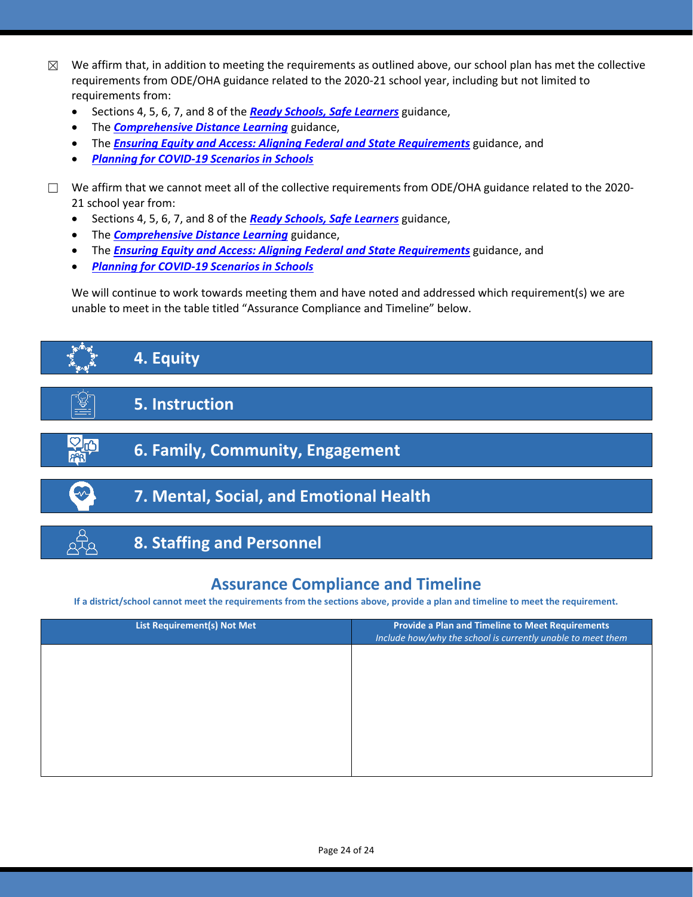☒ We affirm that, in addition to meeting the requirements as outlined above, our school plan has met the collective requirements from ODE/OHA guidance related to the 2020-21 school year, including but not limited to requirements from:

- Sections 4, 5, 6, 7, and 8 of the ***Ready Schools, Safe Learners*** guidance,
- The ***Comprehensive Distance Learning*** guidance,
- The ***Ensuring Equity and Access: Aligning Federal and State Requirements*** guidance, and
- ***Planning for COVID-19 Scenarios in Schools***

☐ We affirm that we cannot meet all of the collective requirements from ODE/OHA guidance related to the 2020-21 school year from:

- Sections 4, 5, 6, 7, and 8 of the ***Ready Schools, Safe Learners*** guidance,
- The ***Comprehensive Distance Learning*** guidance,
- The ***Ensuring Equity and Access: Aligning Federal and State Requirements*** guidance, and
- ***Planning for COVID-19 Scenarios in Schools***

We will continue to work towards meeting them and have noted and addressed which requirement(s) we are unable to meet in the table titled "Assurance Compliance and Timeline" below.

## 4. Equity

## 5. Instruction

## 6. Family, Community, Engagement

## 7. Mental, Social, and Emotional Health

## 8. Staffing and Personnel

## Assurance Compliance and Timeline

**If a district/school cannot meet the requirements from the sections above, provide a plan and timeline to meet the requirement.**

| List Requirement(s) Not Met | Provide a Plan and Timeline to Meet Requirements *Include how/why the school is currently unable to meet them* |
| --- | --- |
| | |